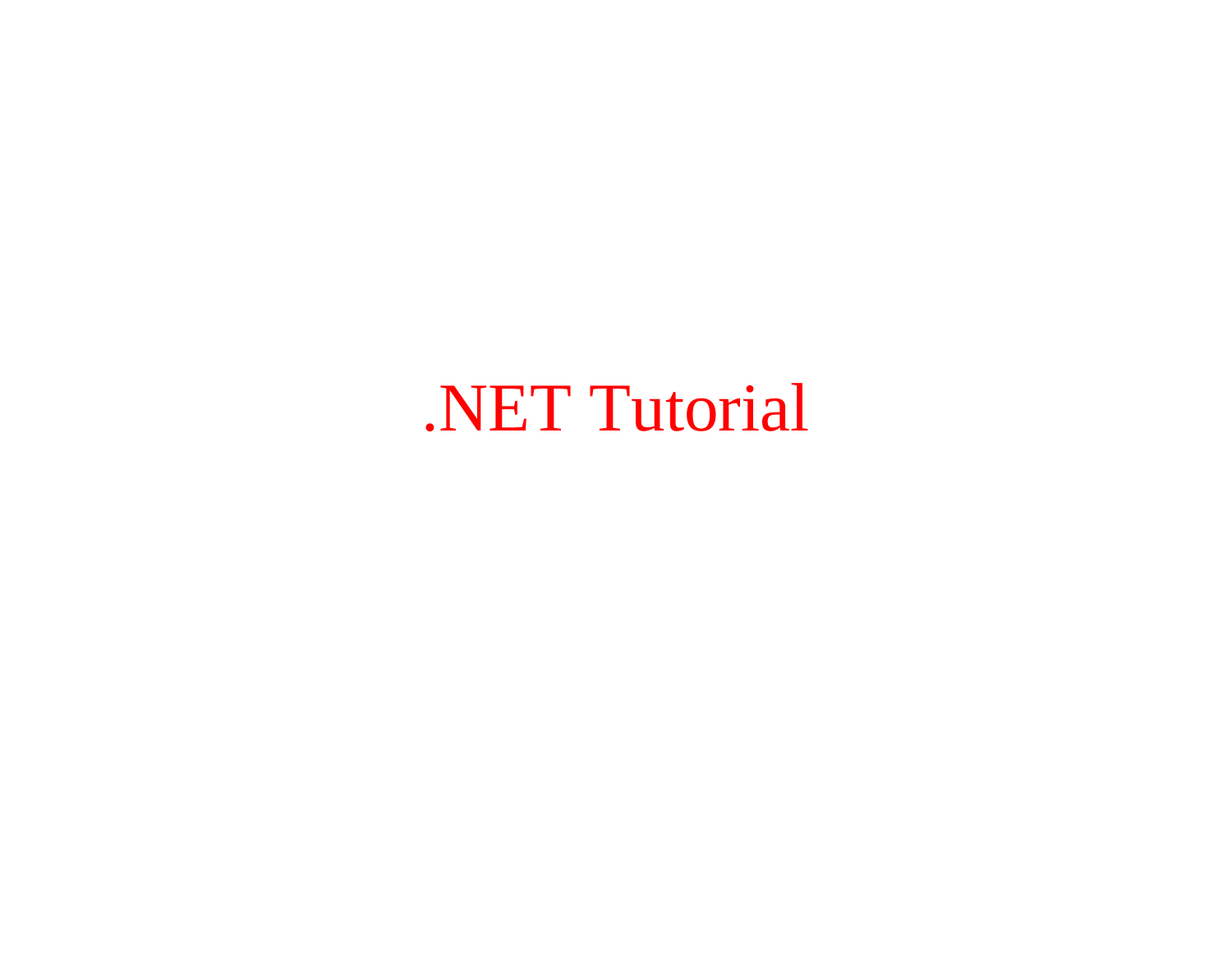# .NET Tutorial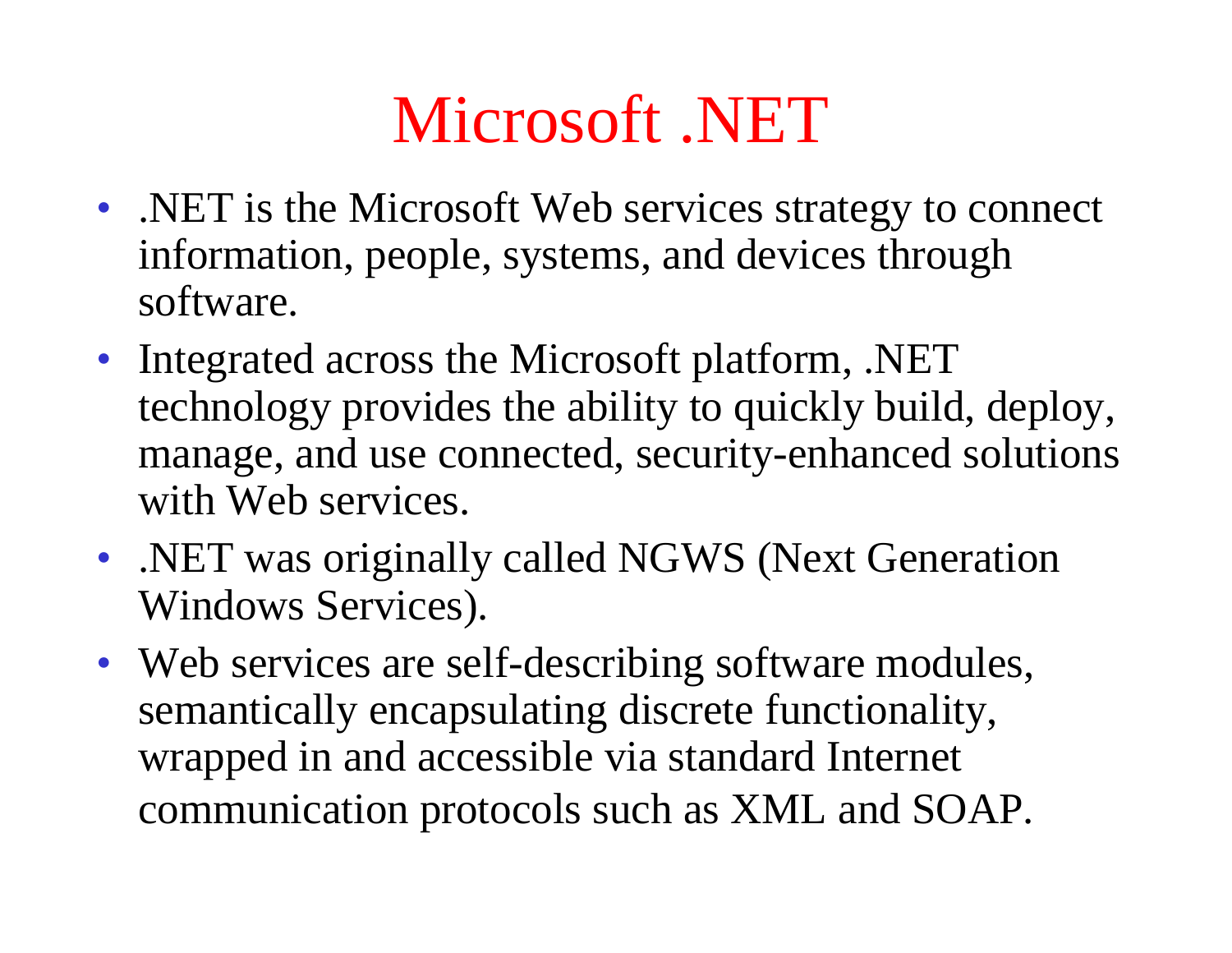# Microsoft .NET

- .NET is the Microsoft Web services strategy to connect information, people, systems, and devices through software.
- Integrated across the Microsoft platform, .NET technology provides the ability to quickly build, deploy, manage, and use connected, security-enhanced solutions with Web services.
- .NET was originally called NGWS (Next Generation Windows Services).
- Web services are self-describing software modules, semantically encapsulating discrete functionality, wrapped in and accessible via standard Internet communication protocols such as XML and SOAP.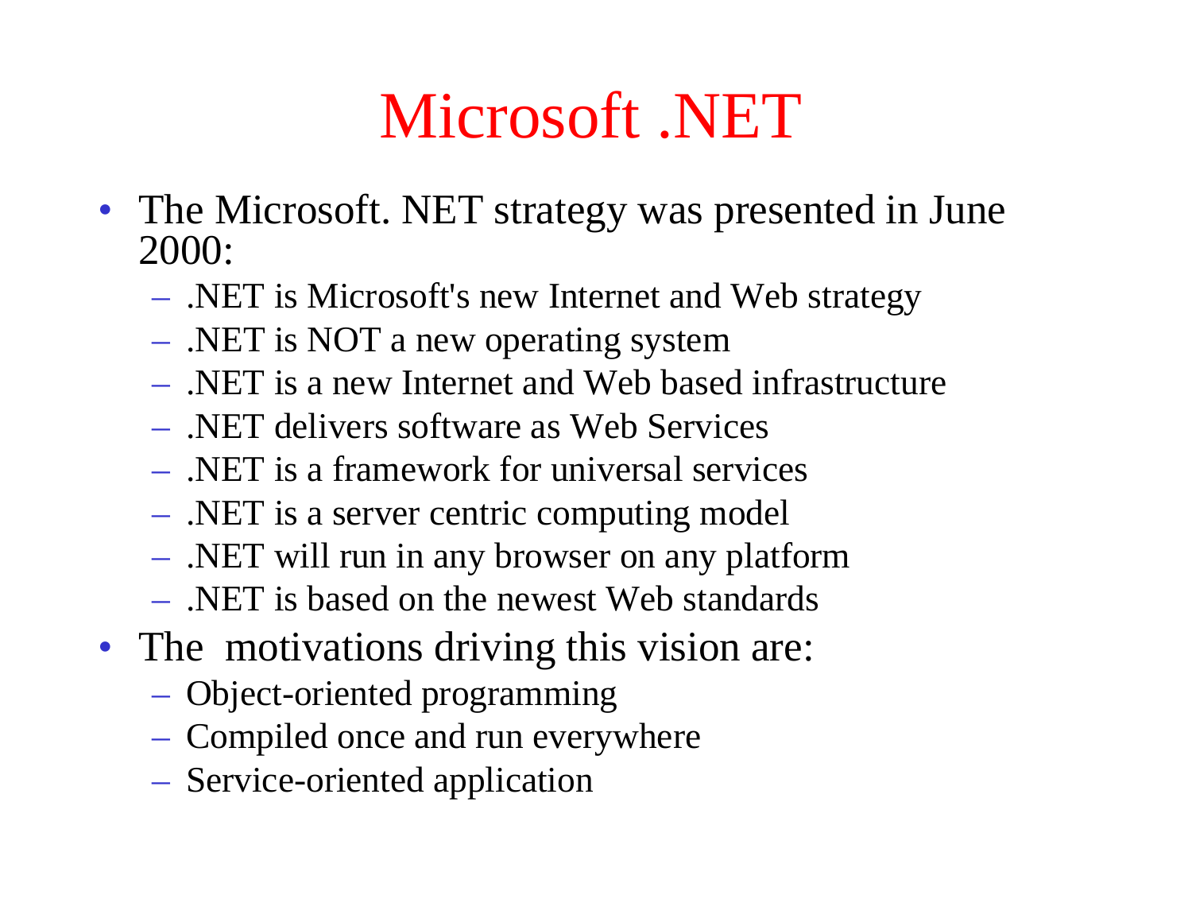# Microsoft .NET

- The Microsoft. NET strategy was presented in June 2000:
  - .NET is Microsoft's new Internet and Web strategy
  - .NET is NOT a new operating system
  - .NET is a new Internet and Web based infrastructure
  - .NET delivers software as Web Services
  - .NET is a framework for universal services
  - .NET is a server centric computing model
  - .NET will run in any browser on any platform
  - .NET is based on the newest Web standards
- The motivations driving this vision are:
  - Object-oriented programming
  - Compiled once and run everywhere
  - Service-oriented application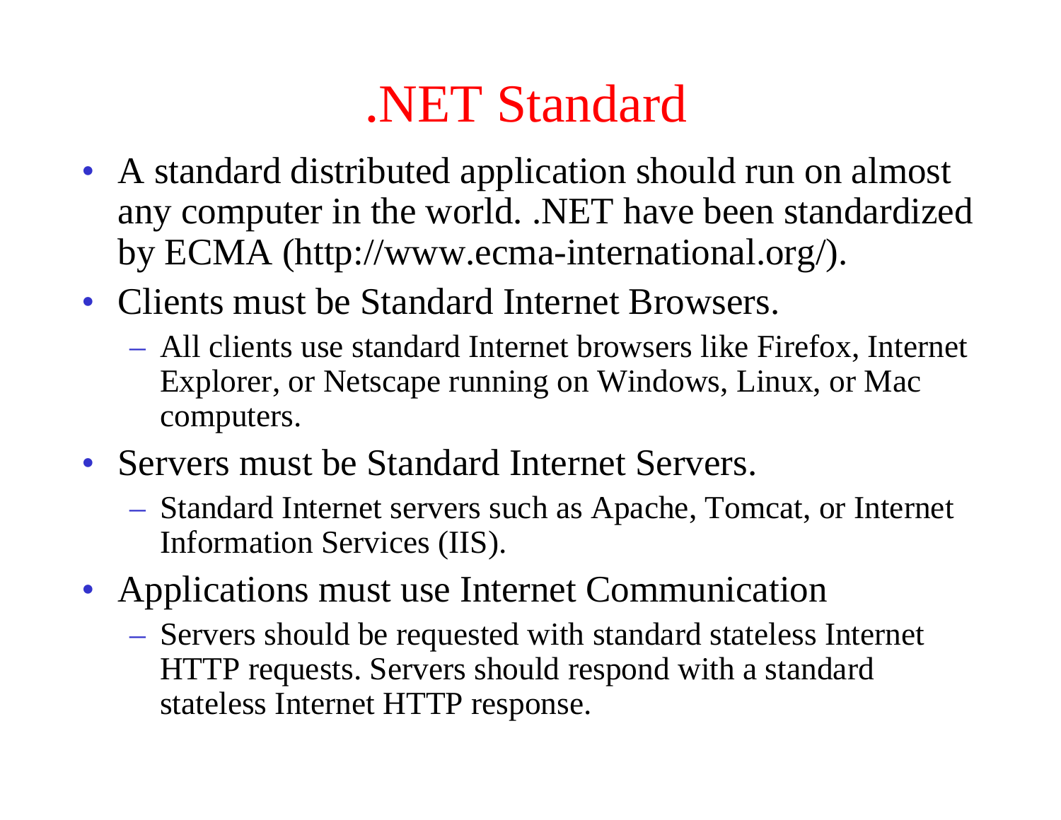# .NET Standard

- A standard distributed application should run on almost any computer in the world. .NET have been standardized by ECMA (http://www.ecma-international.org/).
- Clients must be Standard Internet Browsers.
  - All clients use standard Internet browsers like Firefox, Internet Explorer, or Netscape running on Windows, Linux, or Mac computers.
- Servers must be Standard Internet Servers.
  - Standard Internet servers such as Apache, Tomcat, or Internet Information Services (IIS).
- Applications must use Internet Communication
  - Servers should be requested with standard stateless Internet HTTP requests. Servers should respond with a standard stateless Internet HTTP response.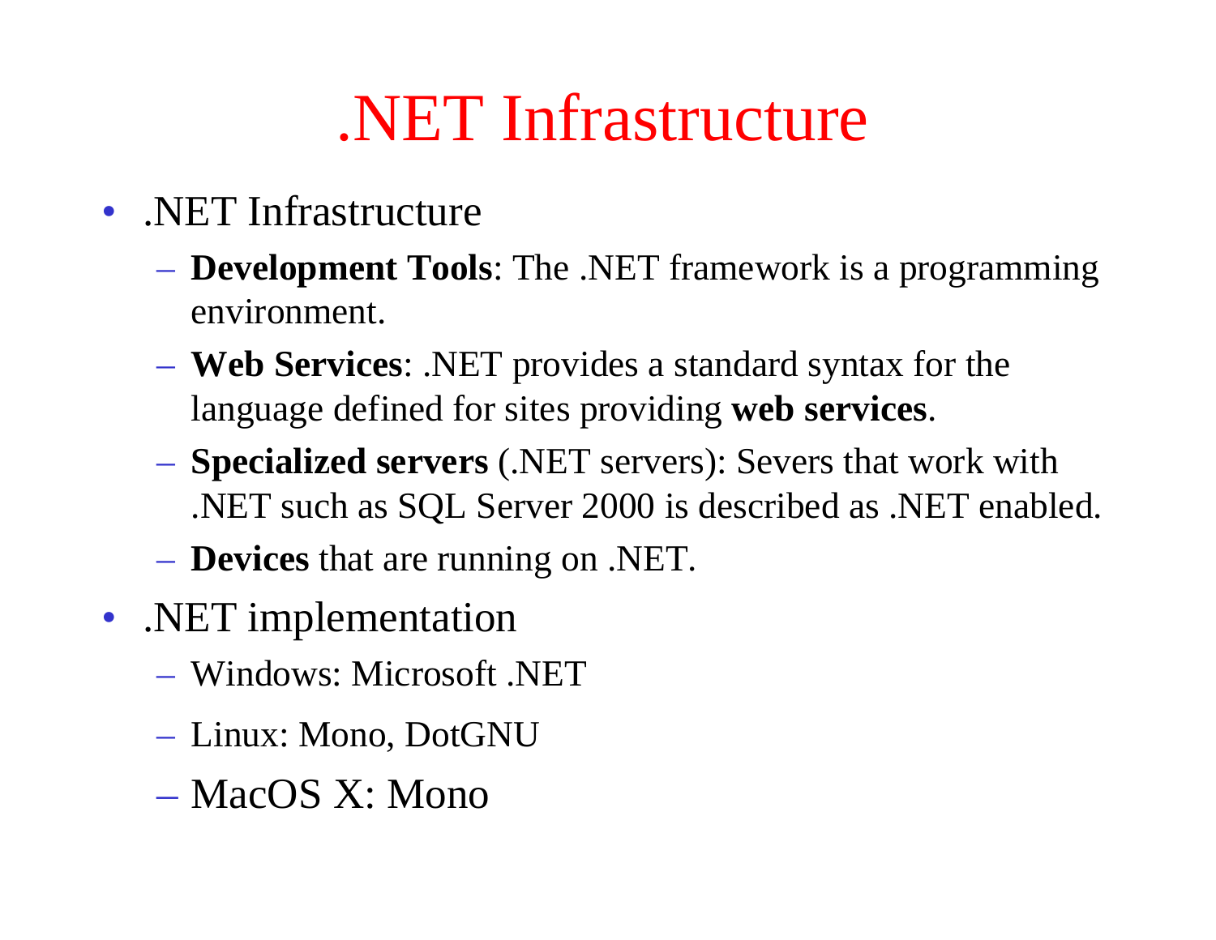# .NET Infrastructure

- .NET Infrastructure
  - **Development Tools**: The .NET framework is a programming environment.
  - **Web Services**: .NET provides a standard syntax for the language defined for sites providing **web services**.
  - **Specialized servers** (.NET servers): Severs that work with .NET such as SQL Server 2000 is described as .NET enabled.
  - **Devices** that are running on .NET.
- .NET implementation
  - Windows: Microsoft .NET
  - Linux: Mono, DotGNU
  - MacOS X: Mono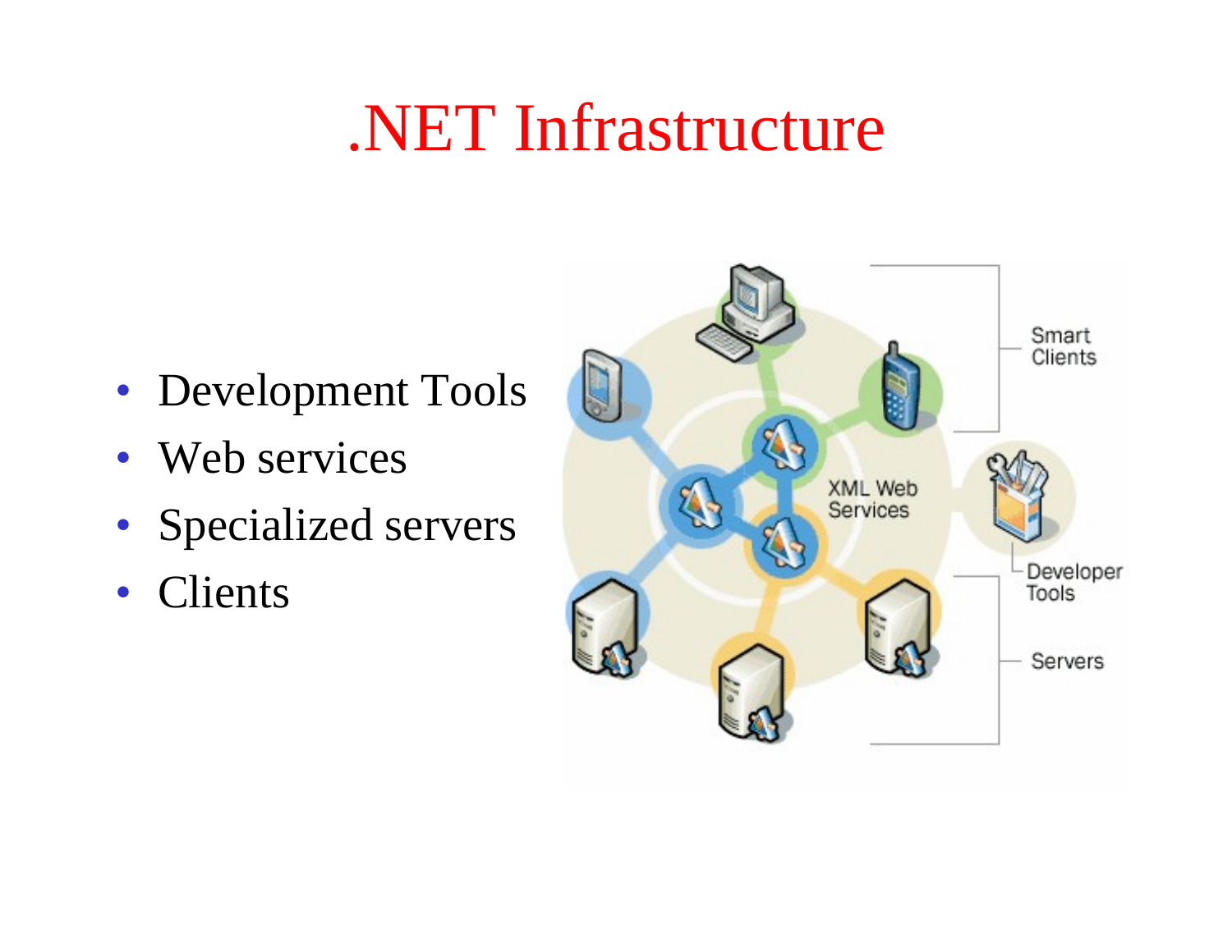# .NET Infrastructure

- Development Tools
- Web services
- Specialized servers
- Clients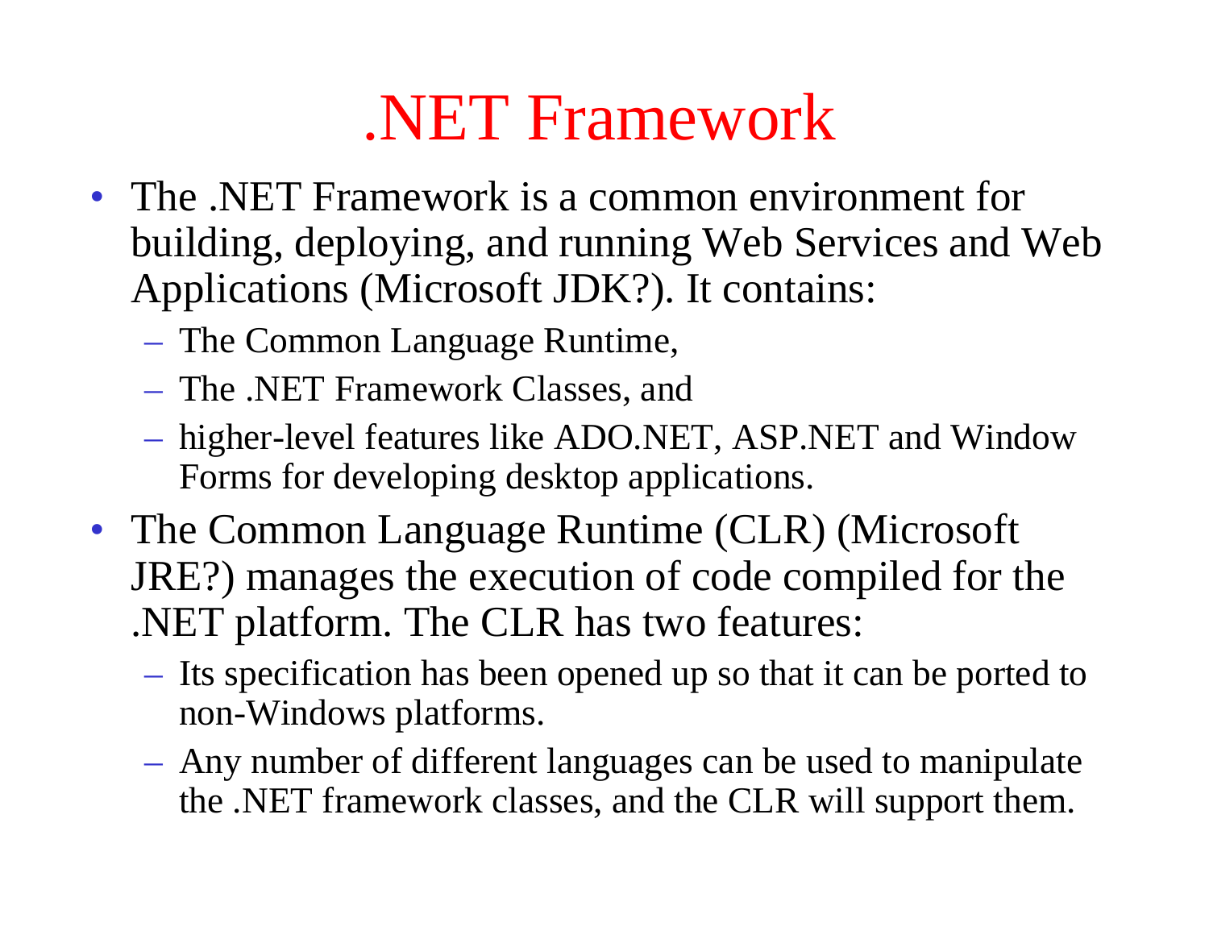# .NET Framework

- The .NET Framework is a common environment for building, deploying, and running Web Services and Web Applications (Microsoft JDK?). It contains:
  - The Common Language Runtime,
  - The .NET Framework Classes, and
  - higher-level features like ADO.NET, ASP.NET and Window Forms for developing desktop applications.
- The Common Language Runtime (CLR) (Microsoft JRE?) manages the execution of code compiled for the .NET platform. The CLR has two features:
  - Its specification has been opened up so that it can be ported to non-Windows platforms.
  - Any number of different languages can be used to manipulate the .NET framework classes, and the CLR will support them.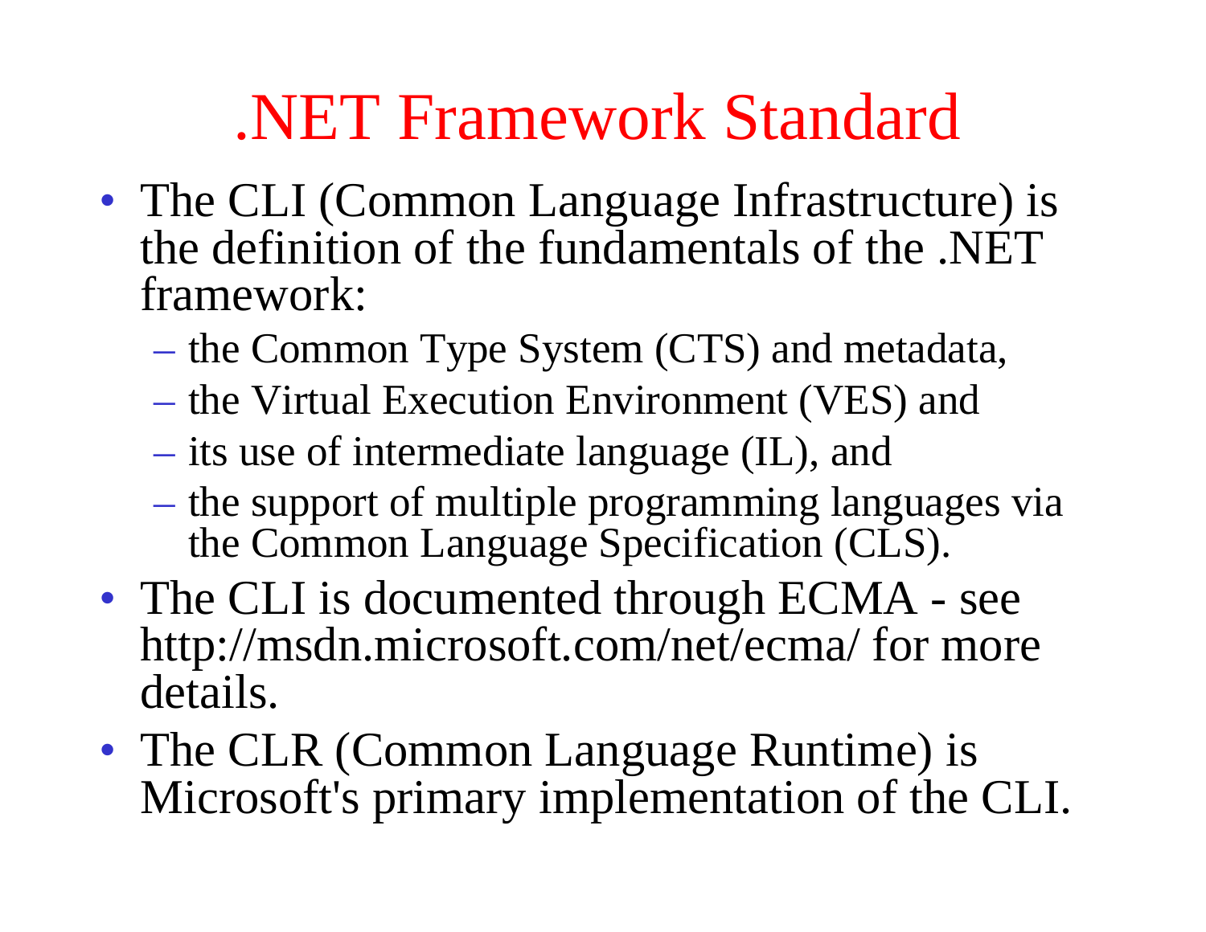# .NET Framework Standard

- The CLI (Common Language Infrastructure) is the definition of the fundamentals of the .NET framework:
  - the Common Type System (CTS) and metadata,
  - the Virtual Execution Environment (VES) and
  - its use of intermediate language (IL), and
  - the support of multiple programming languages via the Common Language Specification (CLS).
- The CLI is documented through ECMA - see http://msdn.microsoft.com/net/ecma/ for more details.
- The CLR (Common Language Runtime) is Microsoft's primary implementation of the CLI.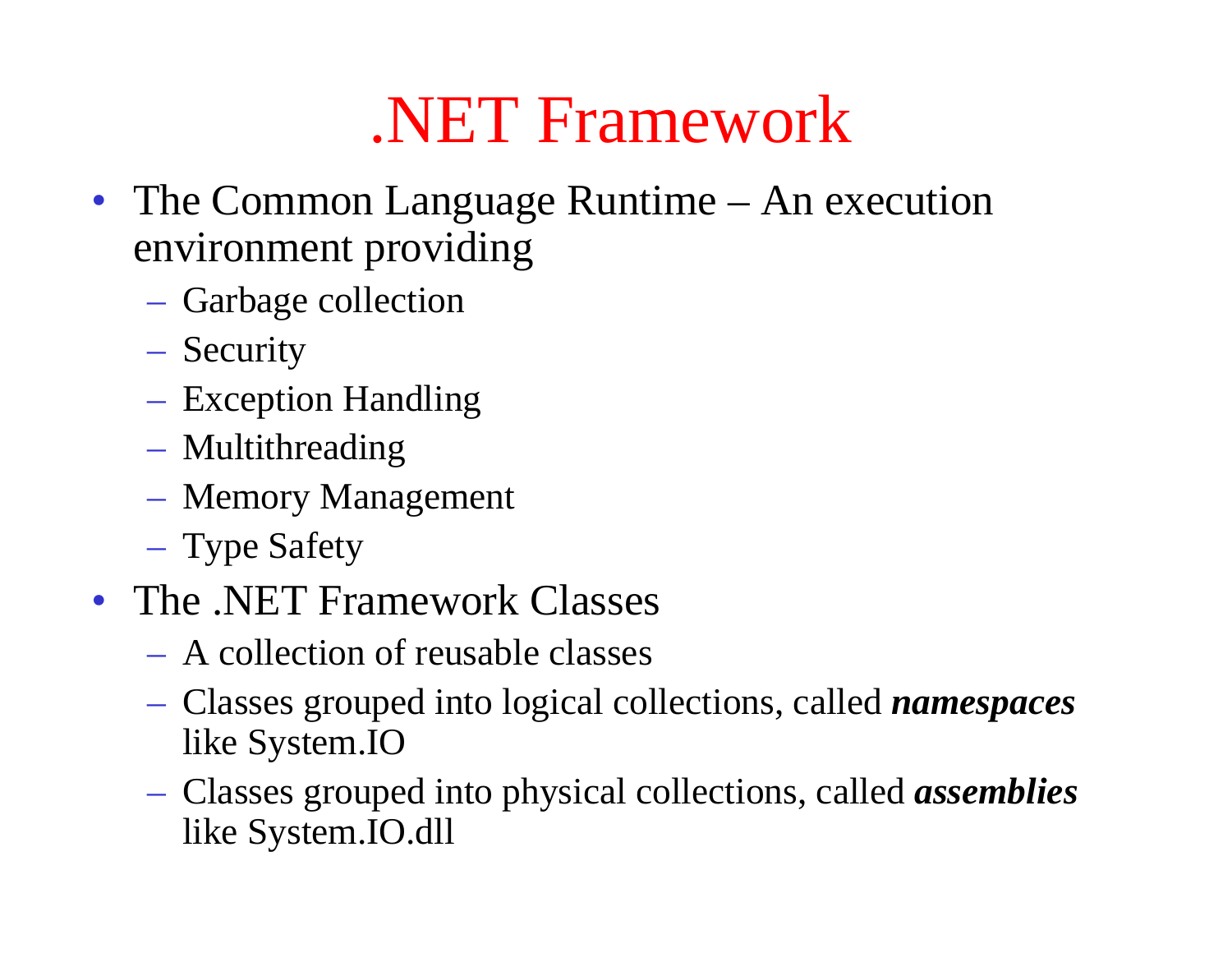# .NET Framework

- The Common Language Runtime – An execution environment providing
  - Garbage collection
  - Security
  - Exception Handling
  - Multithreading
  - Memory Management
  - Type Safety
- The .NET Framework Classes
  - A collection of reusable classes
  - Classes grouped into logical collections, called ***namespaces*** like System.IO
  - Classes grouped into physical collections, called ***assemblies*** like System.IO.dll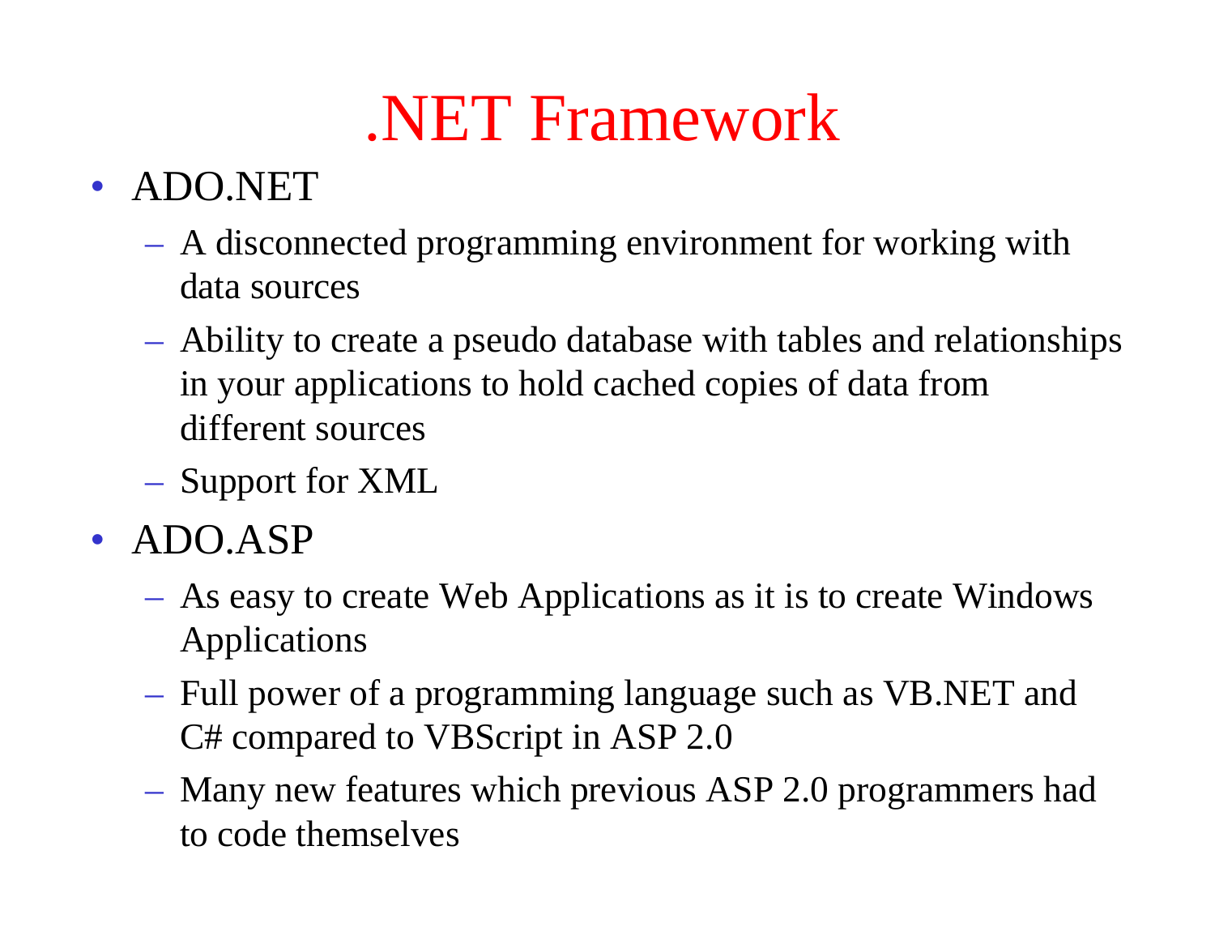# .NET Framework

- ADO.NET
  - A disconnected programming environment for working with data sources
  - Ability to create a pseudo database with tables and relationships in your applications to hold cached copies of data from different sources
  - Support for XML
- ADO.ASP
  - As easy to create Web Applications as it is to create Windows Applications
  - Full power of a programming language such as VB.NET and C# compared to VBScript in ASP 2.0
  - Many new features which previous ASP 2.0 programmers had to code themselves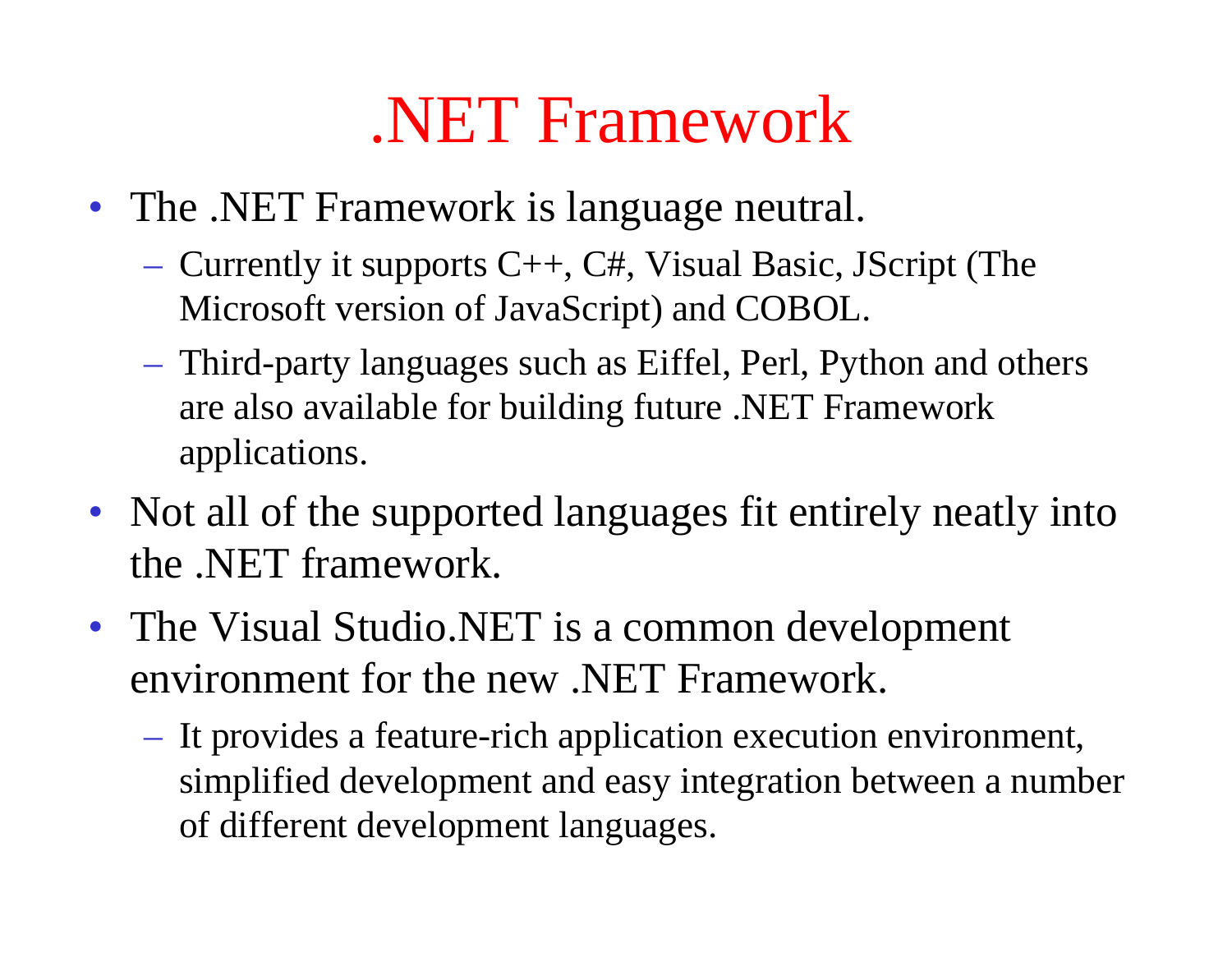# .NET Framework

- The .NET Framework is language neutral.
  - Currently it supports C++, C#, Visual Basic, JScript (The Microsoft version of JavaScript) and COBOL.
  - Third-party languages such as Eiffel, Perl, Python and others are also available for building future .NET Framework applications.
- Not all of the supported languages fit entirely neatly into the .NET framework.
- The Visual Studio.NET is a common development environment for the new .NET Framework.
  - It provides a feature-rich application execution environment, simplified development and easy integration between a number of different development languages.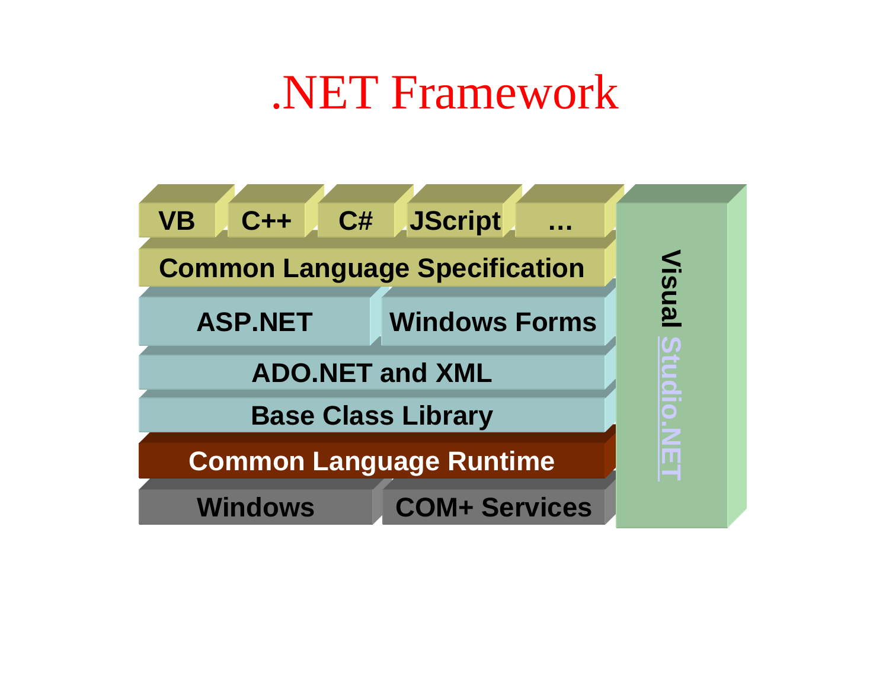# .NET Framework

| VB | C++ | C# | JScript | … | Visual Studio.NET |
|---|---|---|---|---|---|
| Common Language Specification | | | | | |
| ASP.NET | | Windows Forms | | | |
| ADO.NET and XML | | | | | |
| Base Class Library | | | | | |
| Common Language Runtime | | | | | |
| Windows | | COM+ Services | | | |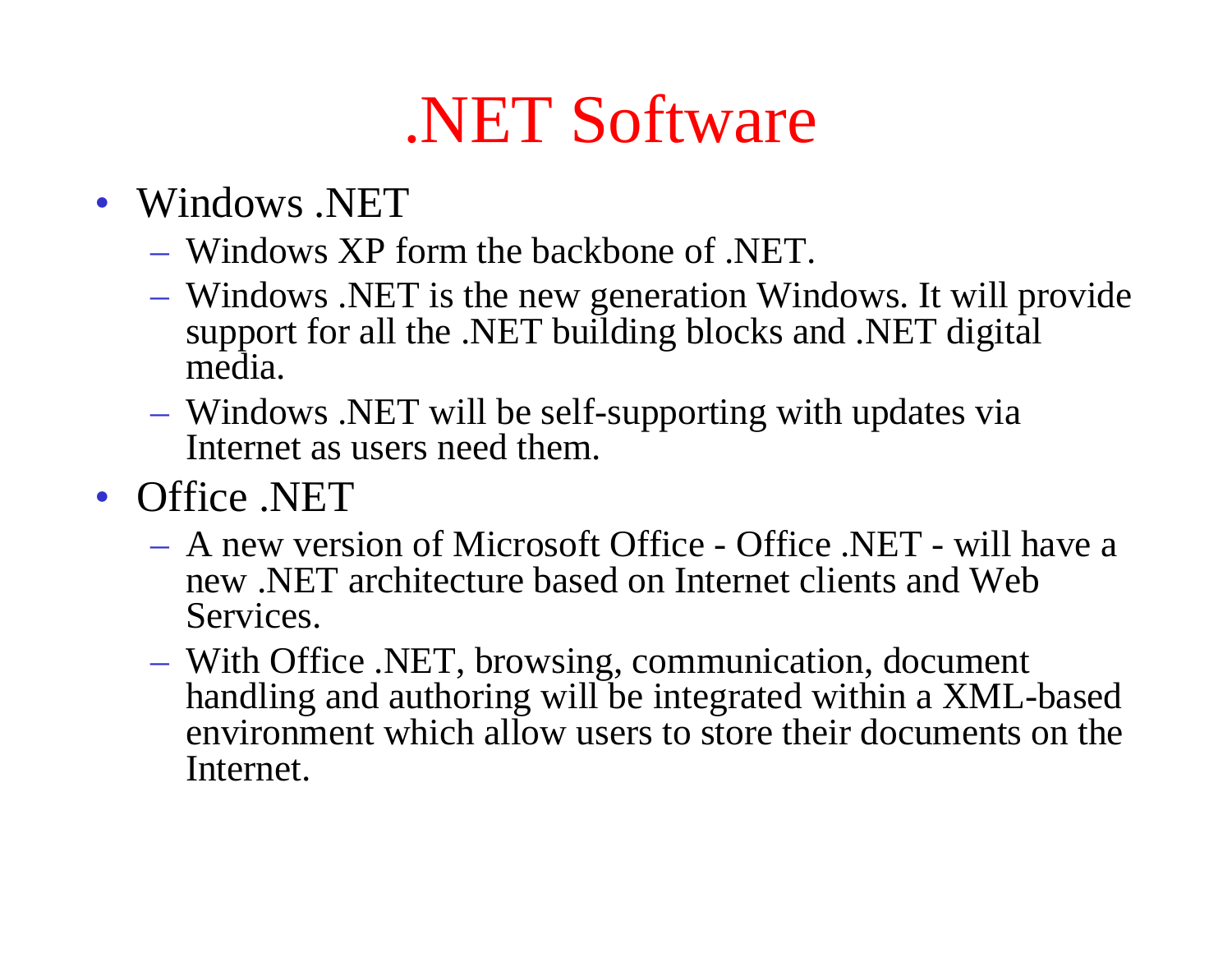# .NET Software

- Windows .NET
  - Windows XP form the backbone of .NET.
  - Windows .NET is the new generation Windows. It will provide support for all the .NET building blocks and .NET digital media.
  - Windows .NET will be self-supporting with updates via Internet as users need them.
- Office .NET
  - A new version of Microsoft Office - Office .NET - will have a new .NET architecture based on Internet clients and Web Services.
  - With Office .NET, browsing, communication, document handling and authoring will be integrated within a XML-based environment which allow users to store their documents on the Internet.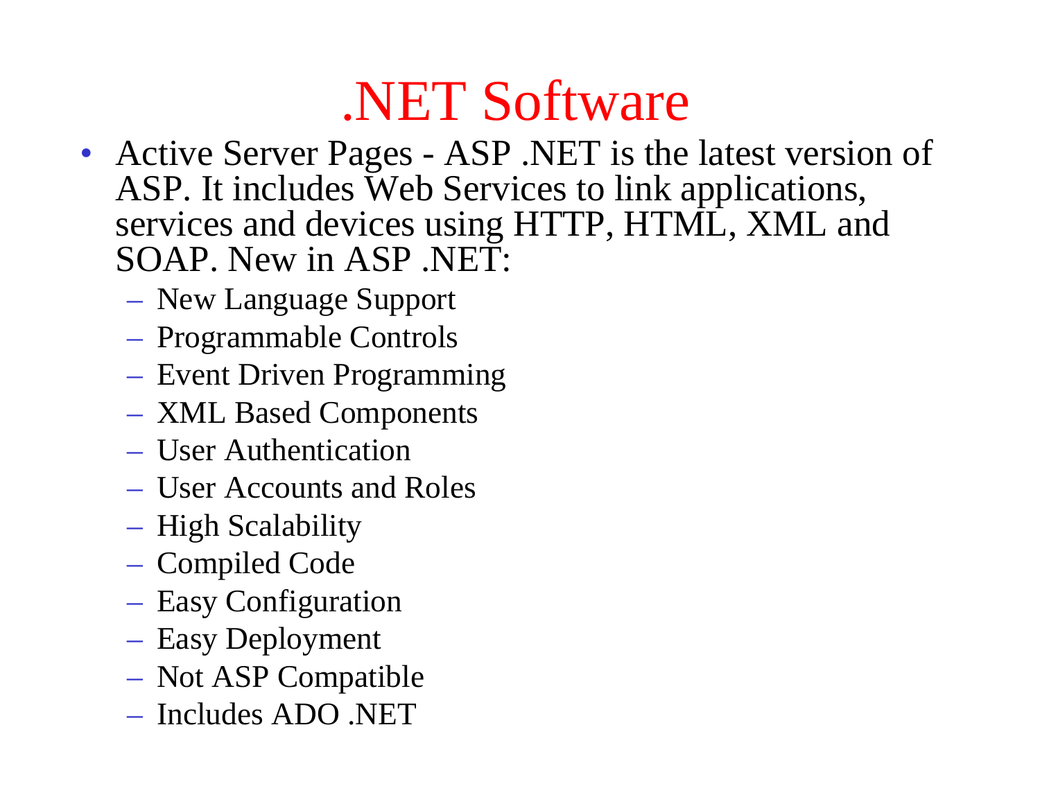# .NET Software

- Active Server Pages - ASP .NET is the latest version of ASP. It includes Web Services to link applications, services and devices using HTTP, HTML, XML and SOAP. New in ASP .NET:
  - New Language Support
  - Programmable Controls
  - Event Driven Programming
  - XML Based Components
  - User Authentication
  - User Accounts and Roles
  - High Scalability
  - Compiled Code
  - Easy Configuration
  - Easy Deployment
  - Not ASP Compatible
  - Includes ADO .NET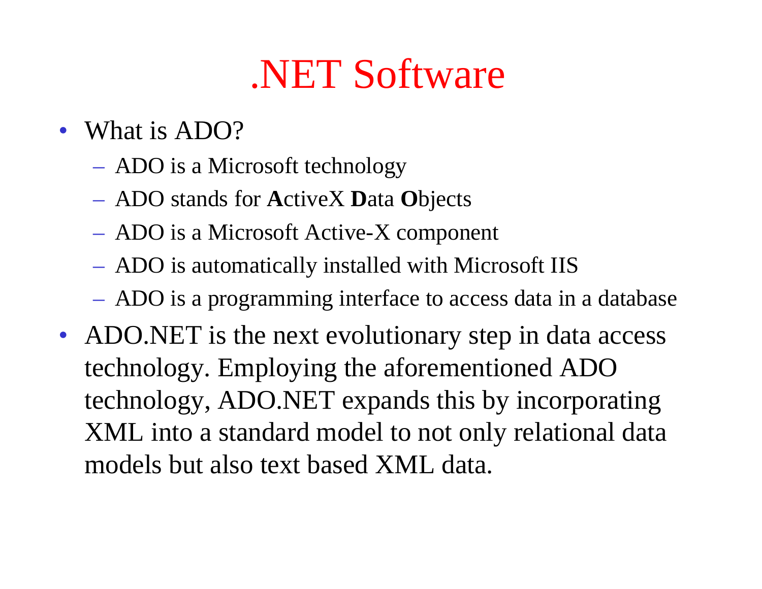# .NET Software

- What is ADO?
  - ADO is a Microsoft technology
  - ADO stands for **A**ctiveX **D**ata **O**bjects
  - ADO is a Microsoft Active-X component
  - ADO is automatically installed with Microsoft IIS
  - ADO is a programming interface to access data in a database
- ADO.NET is the next evolutionary step in data access technology. Employing the aforementioned ADO technology, ADO.NET expands this by incorporating XML into a standard model to not only relational data models but also text based XML data.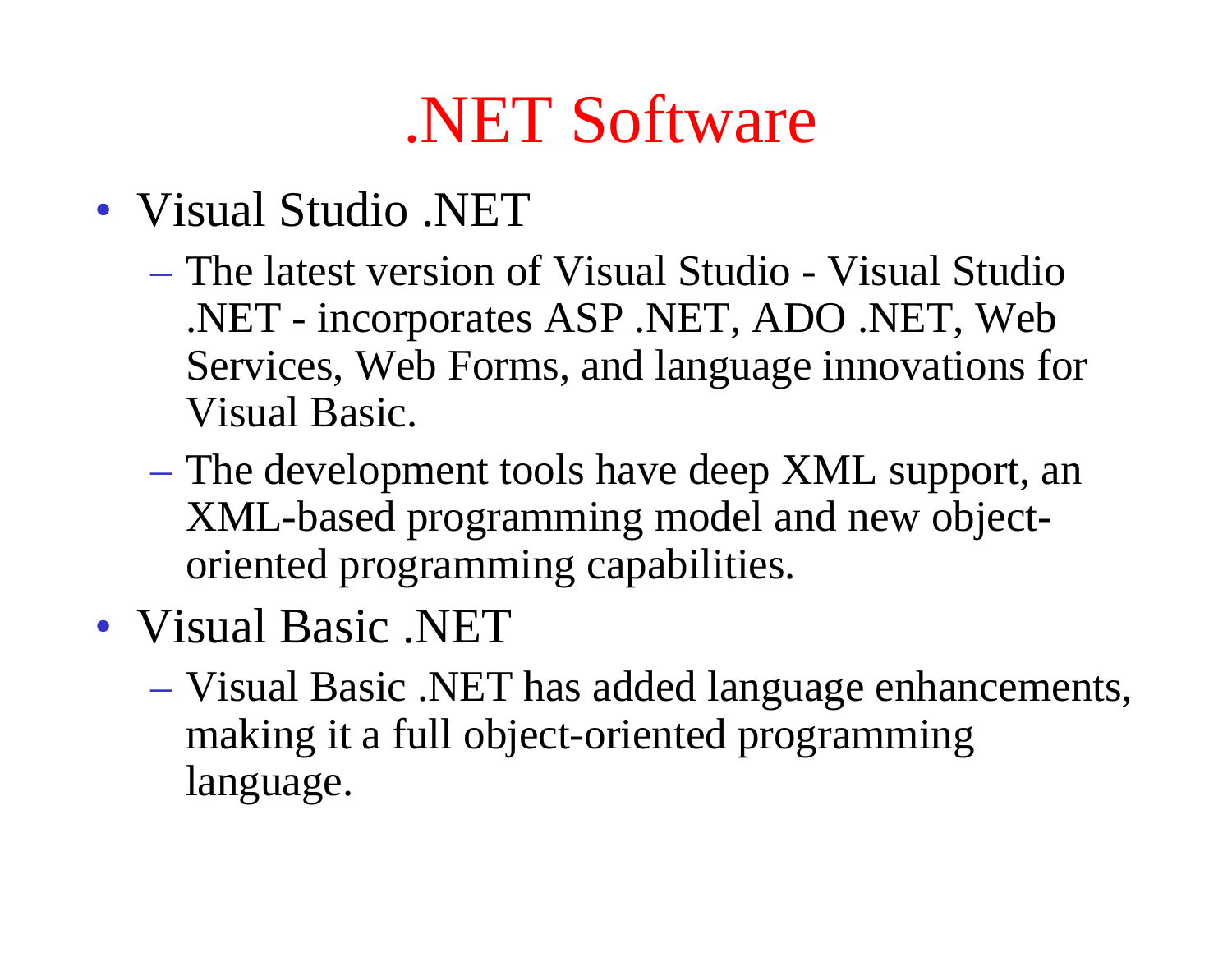# .NET Software

- Visual Studio .NET
  - The latest version of Visual Studio - Visual Studio .NET - incorporates ASP .NET, ADO .NET, Web Services, Web Forms, and language innovations for Visual Basic.
  - The development tools have deep XML support, an XML-based programming model and new object-oriented programming capabilities.
- Visual Basic .NET
  - Visual Basic .NET has added language enhancements, making it a full object-oriented programming language.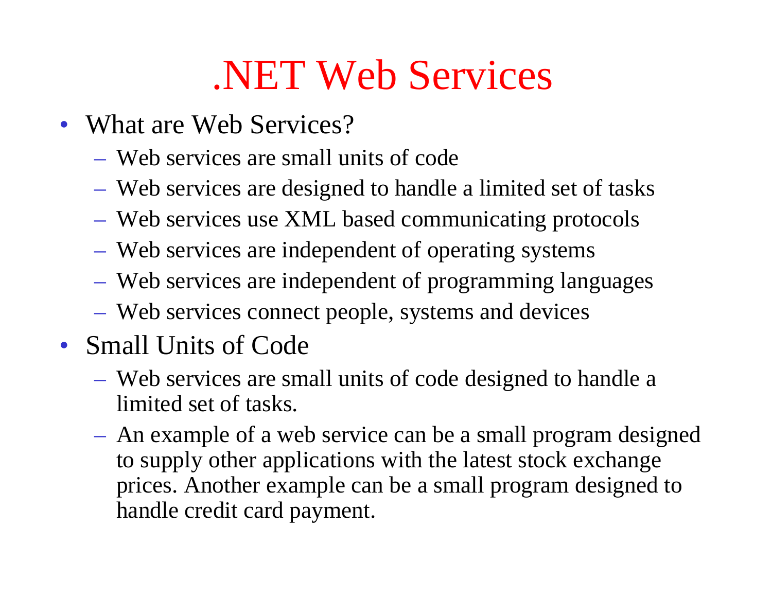# .NET Web Services

- What are Web Services?
  - Web services are small units of code
  - Web services are designed to handle a limited set of tasks
  - Web services use XML based communicating protocols
  - Web services are independent of operating systems
  - Web services are independent of programming languages
  - Web services connect people, systems and devices
- Small Units of Code
  - Web services are small units of code designed to handle a limited set of tasks.
  - An example of a web service can be a small program designed to supply other applications with the latest stock exchange prices. Another example can be a small program designed to handle credit card payment.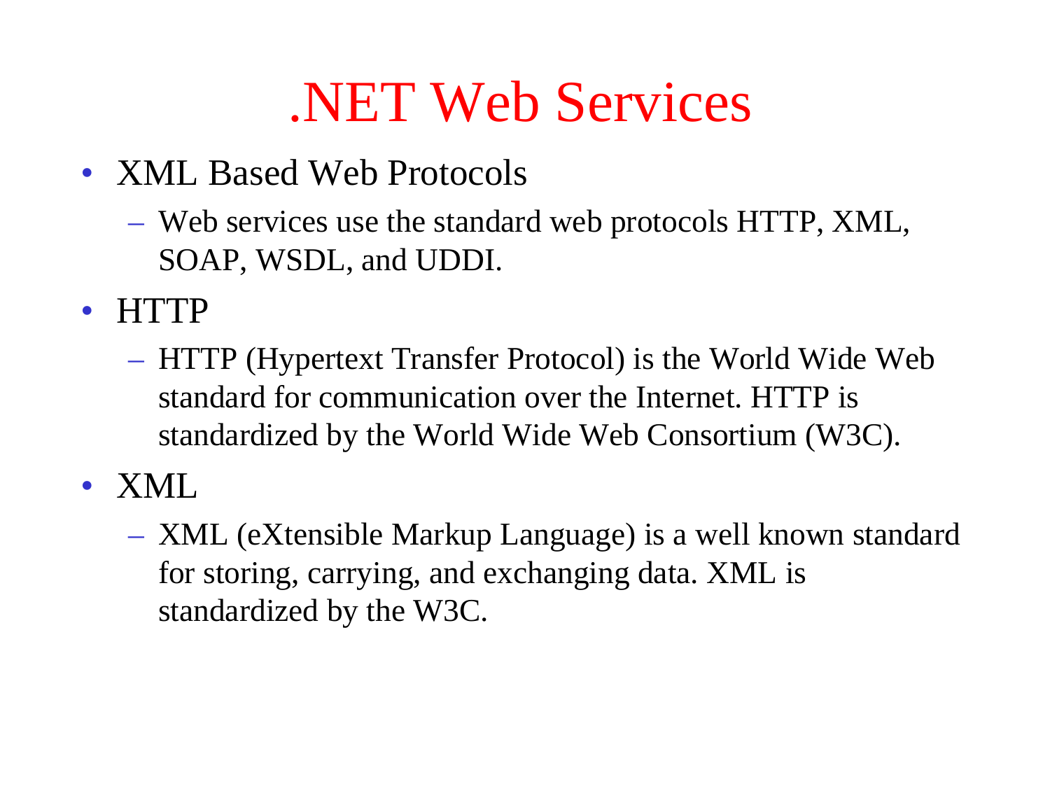# .NET Web Services

- XML Based Web Protocols
  - Web services use the standard web protocols HTTP, XML, SOAP, WSDL, and UDDI.
- HTTP
  - HTTP (Hypertext Transfer Protocol) is the World Wide Web standard for communication over the Internet. HTTP is standardized by the World Wide Web Consortium (W3C).
- XML
  - XML (eXtensible Markup Language) is a well known standard for storing, carrying, and exchanging data. XML is standardized by the W3C.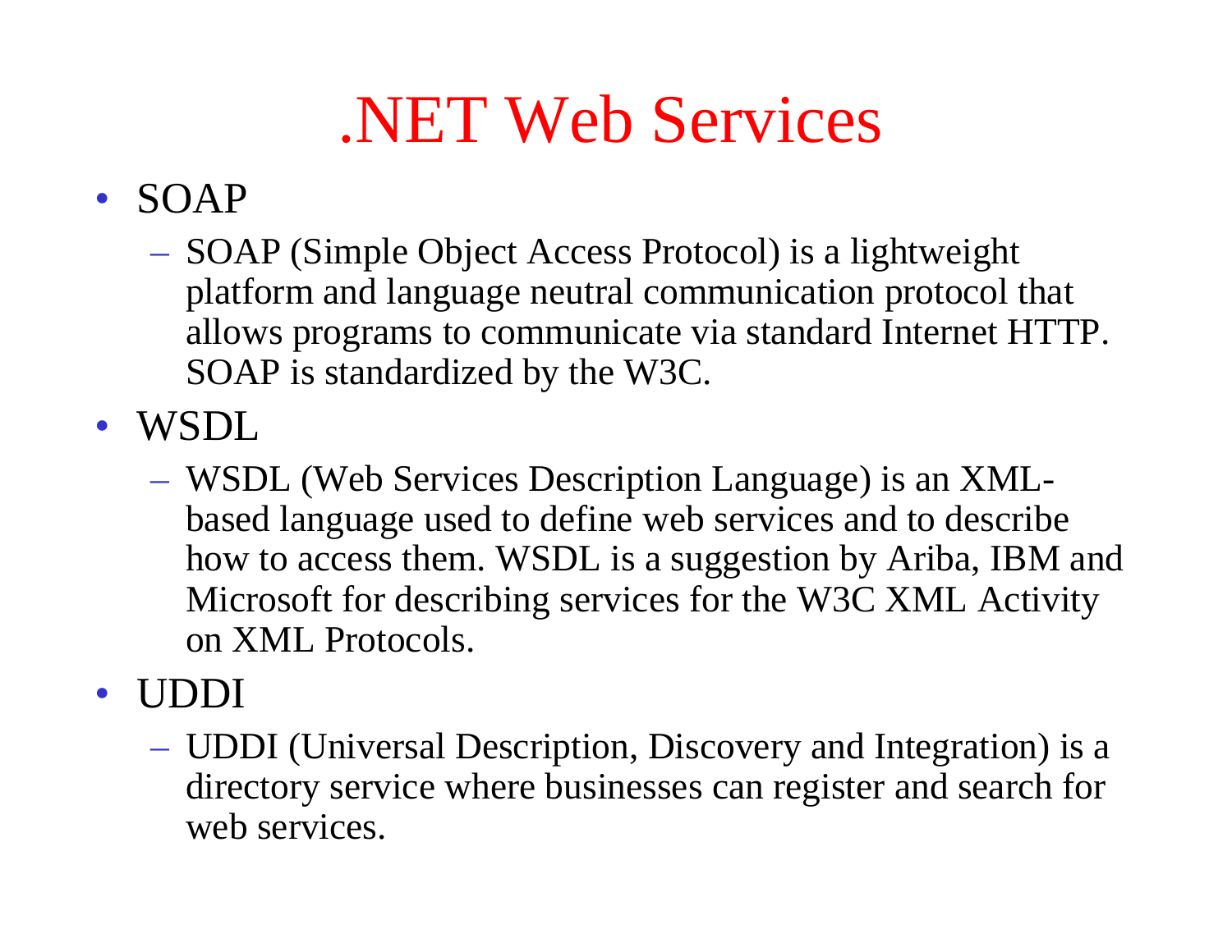# .NET Web Services

- SOAP
  - SOAP (Simple Object Access Protocol) is a lightweight platform and language neutral communication protocol that allows programs to communicate via standard Internet HTTP. SOAP is standardized by the W3C.
- WSDL
  - WSDL (Web Services Description Language) is an XML-based language used to define web services and to describe how to access them. WSDL is a suggestion by Ariba, IBM and Microsoft for describing services for the W3C XML Activity on XML Protocols.
- UDDI
  - UDDI (Universal Description, Discovery and Integration) is a directory service where businesses can register and search for web services.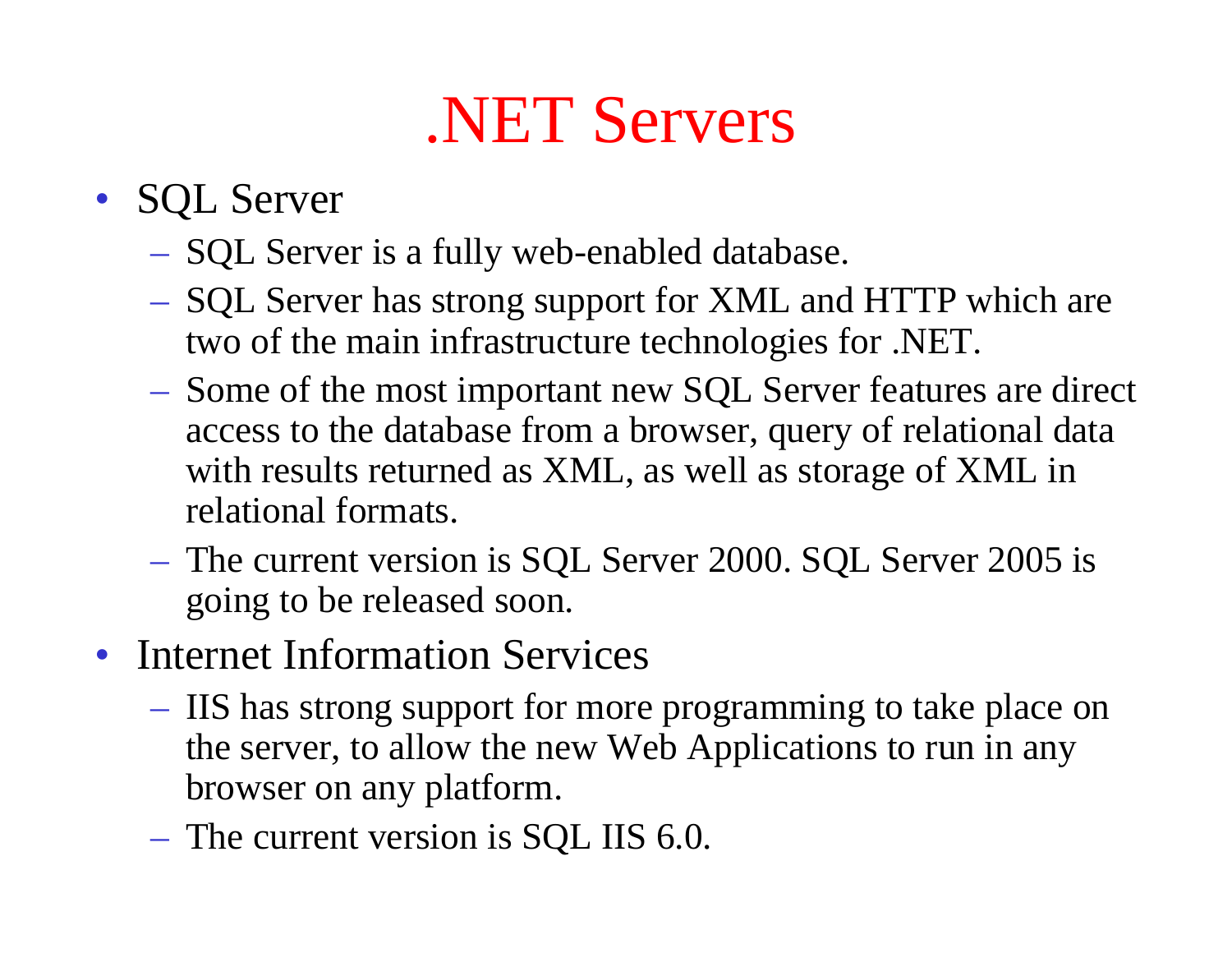# .NET Servers

- SQL Server
  - SQL Server is a fully web-enabled database.
  - SQL Server has strong support for XML and HTTP which are two of the main infrastructure technologies for .NET.
  - Some of the most important new SQL Server features are direct access to the database from a browser, query of relational data with results returned as XML, as well as storage of XML in relational formats.
  - The current version is SQL Server 2000. SQL Server 2005 is going to be released soon.
- Internet Information Services
  - IIS has strong support for more programming to take place on the server, to allow the new Web Applications to run in any browser on any platform.
  - The current version is SQL IIS 6.0.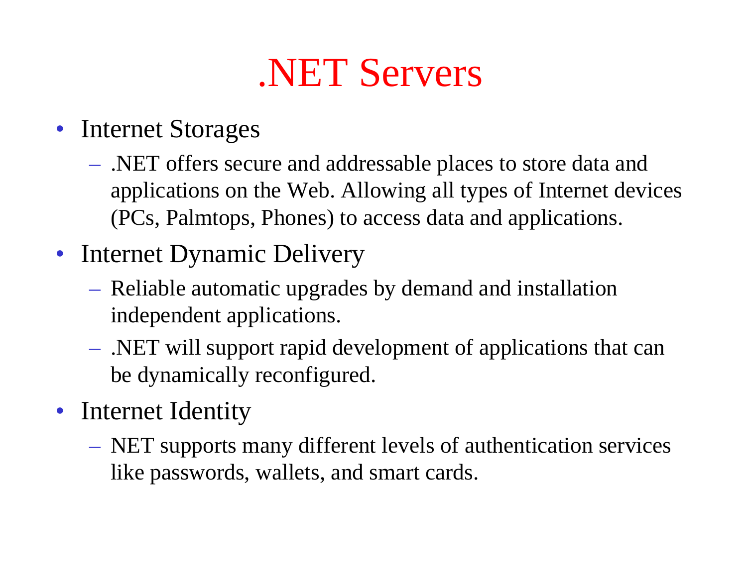# .NET Servers

- Internet Storages
  - .NET offers secure and addressable places to store data and applications on the Web. Allowing all types of Internet devices (PCs, Palmtops, Phones) to access data and applications.
- Internet Dynamic Delivery
  - Reliable automatic upgrades by demand and installation independent applications.
  - .NET will support rapid development of applications that can be dynamically reconfigured.
- Internet Identity
  - NET supports many different levels of authentication services like passwords, wallets, and smart cards.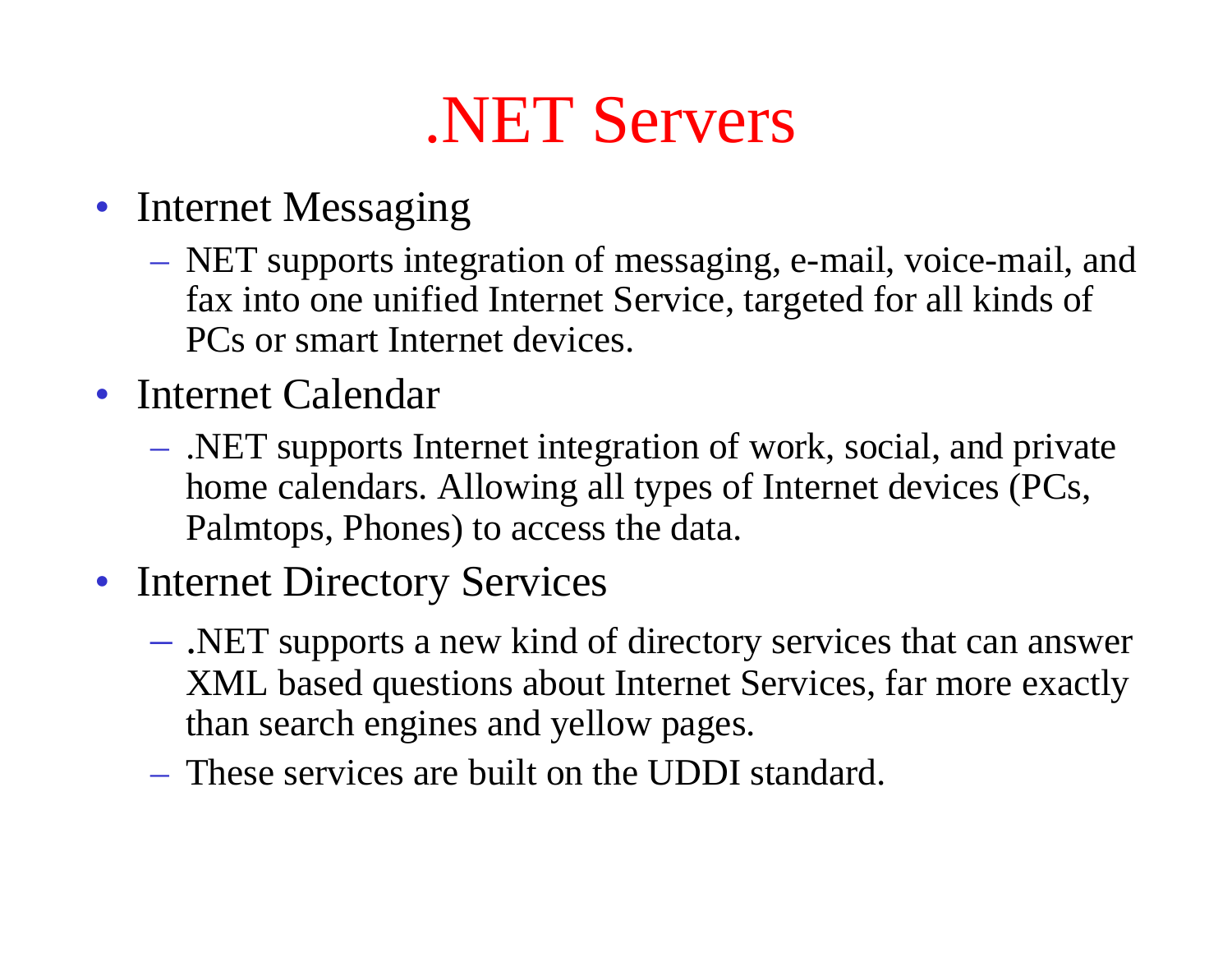# .NET Servers

- Internet Messaging
  - NET supports integration of messaging, e-mail, voice-mail, and fax into one unified Internet Service, targeted for all kinds of PCs or smart Internet devices.
- Internet Calendar
  - .NET supports Internet integration of work, social, and private home calendars. Allowing all types of Internet devices (PCs, Palmtops, Phones) to access the data.
- Internet Directory Services
  - .NET supports a new kind of directory services that can answer XML based questions about Internet Services, far more exactly than search engines and yellow pages.
  - These services are built on the UDDI standard.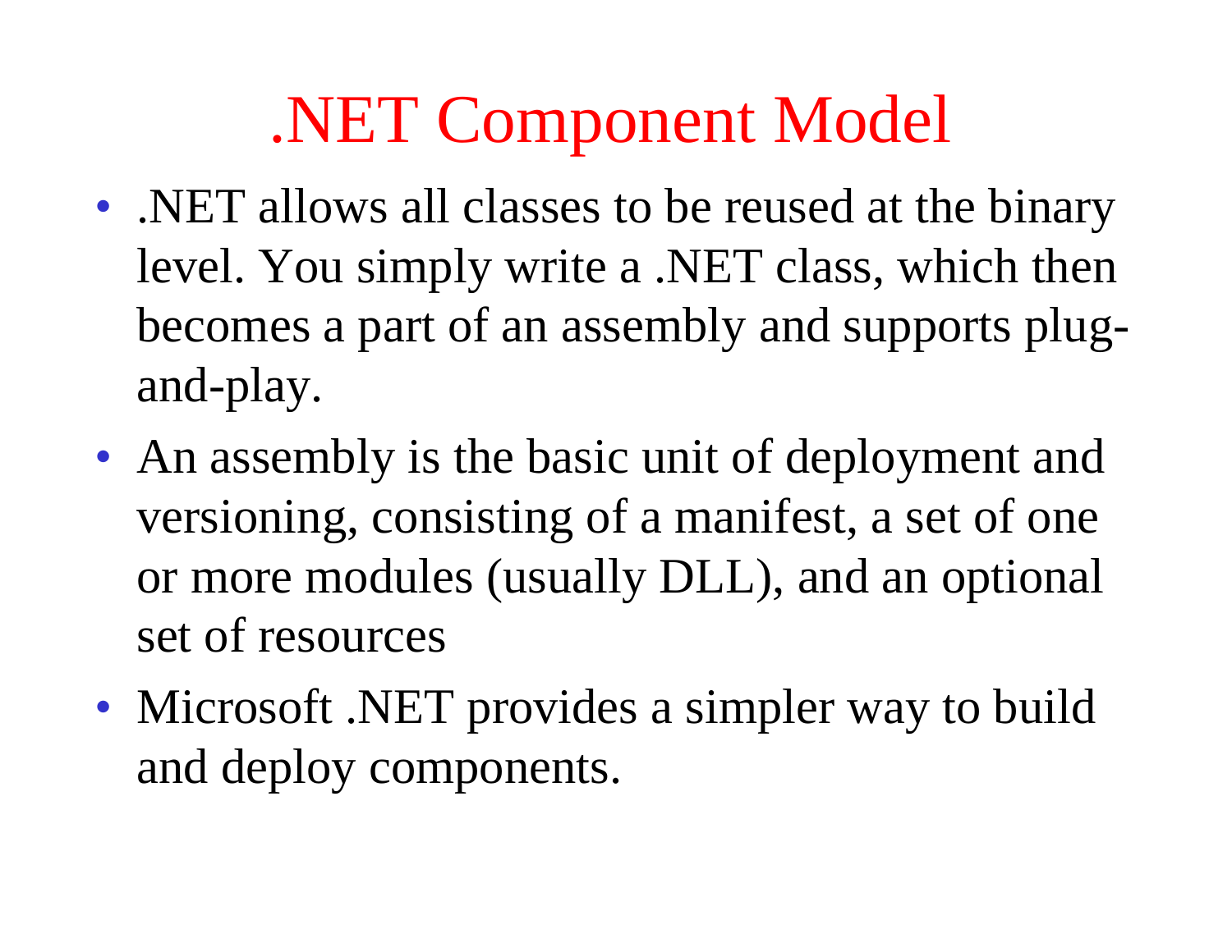# .NET Component Model

- .NET allows all classes to be reused at the binary level. You simply write a .NET class, which then becomes a part of an assembly and supports plug-and-play.
- An assembly is the basic unit of deployment and versioning, consisting of a manifest, a set of one or more modules (usually DLL), and an optional set of resources
- Microsoft .NET provides a simpler way to build and deploy components.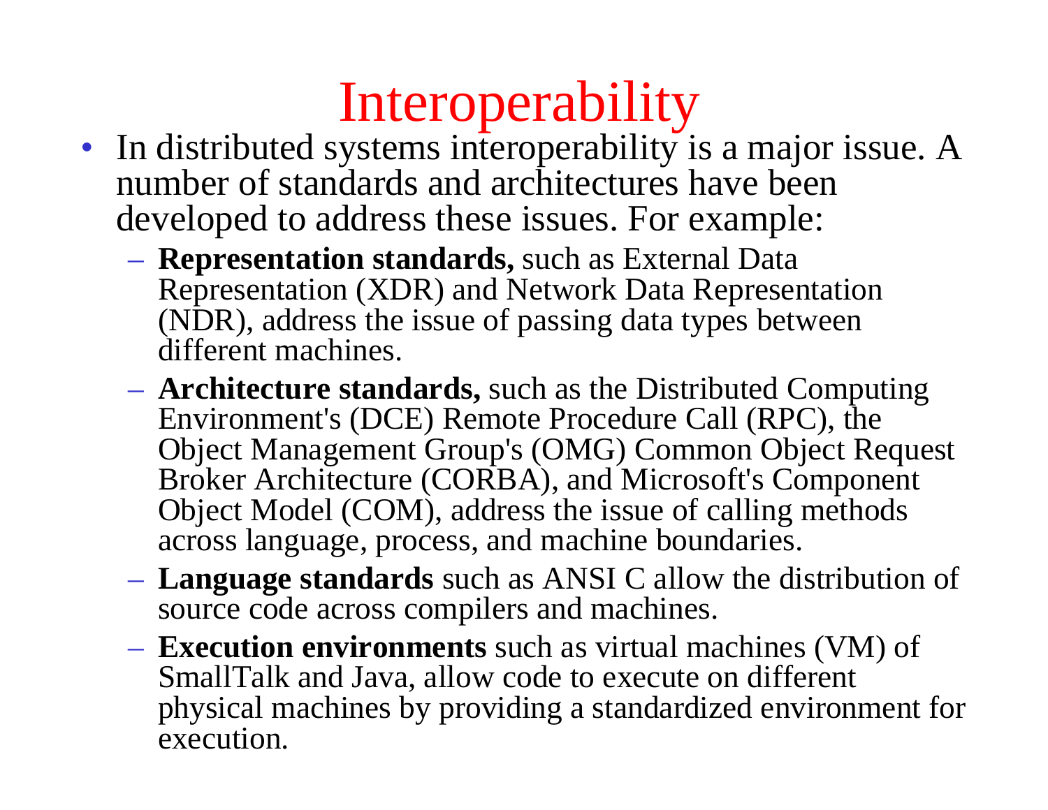# Interoperability

- In distributed systems interoperability is a major issue. A number of standards and architectures have been developed to address these issues. For example:
  - **Representation standards,** such as External Data Representation (XDR) and Network Data Representation (NDR), address the issue of passing data types between different machines.
  - **Architecture standards,** such as the Distributed Computing Environment's (DCE) Remote Procedure Call (RPC), the Object Management Group's (OMG) Common Object Request Broker Architecture (CORBA), and Microsoft's Component Object Model (COM), address the issue of calling methods across language, process, and machine boundaries.
  - **Language standards** such as ANSI C allow the distribution of source code across compilers and machines.
  - **Execution environments** such as virtual machines (VM) of SmallTalk and Java, allow code to execute on different physical machines by providing a standardized environment for execution.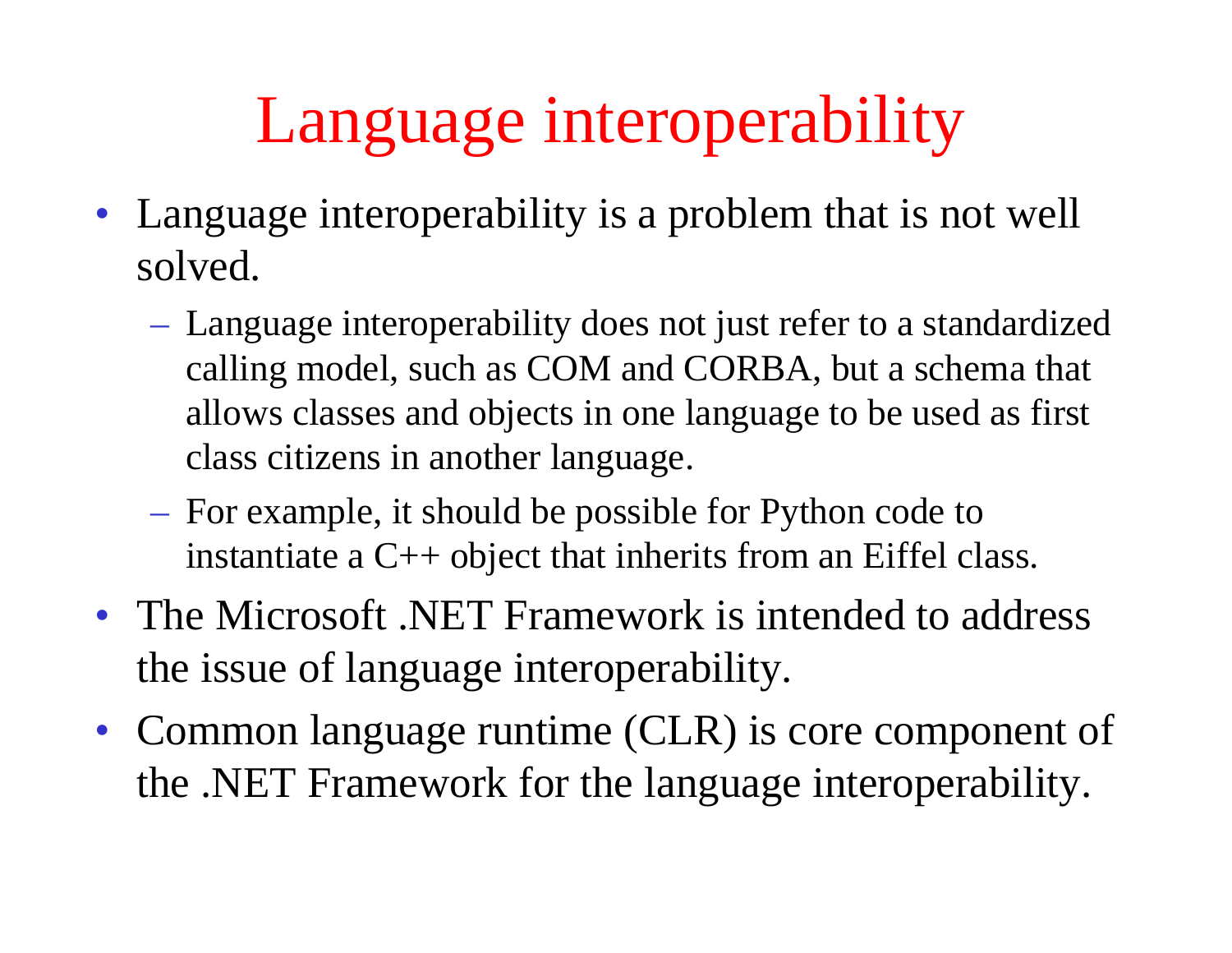# Language interoperability

- Language interoperability is a problem that is not well solved.
  - Language interoperability does not just refer to a standardized calling model, such as COM and CORBA, but a schema that allows classes and objects in one language to be used as first class citizens in another language.
  - For example, it should be possible for Python code to instantiate a C++ object that inherits from an Eiffel class.
- The Microsoft .NET Framework is intended to address the issue of language interoperability.
- Common language runtime (CLR) is core component of the .NET Framework for the language interoperability.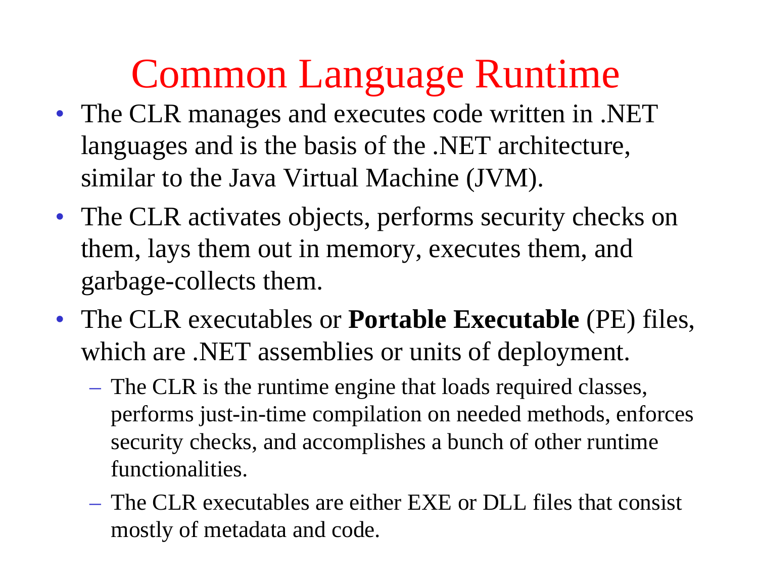# Common Language Runtime

- The CLR manages and executes code written in .NET languages and is the basis of the .NET architecture, similar to the Java Virtual Machine (JVM).
- The CLR activates objects, performs security checks on them, lays them out in memory, executes them, and garbage-collects them.
- The CLR executables or **Portable Executable** (PE) files, which are .NET assemblies or units of deployment.
  - The CLR is the runtime engine that loads required classes, performs just-in-time compilation on needed methods, enforces security checks, and accomplishes a bunch of other runtime functionalities.
  - The CLR executables are either EXE or DLL files that consist mostly of metadata and code.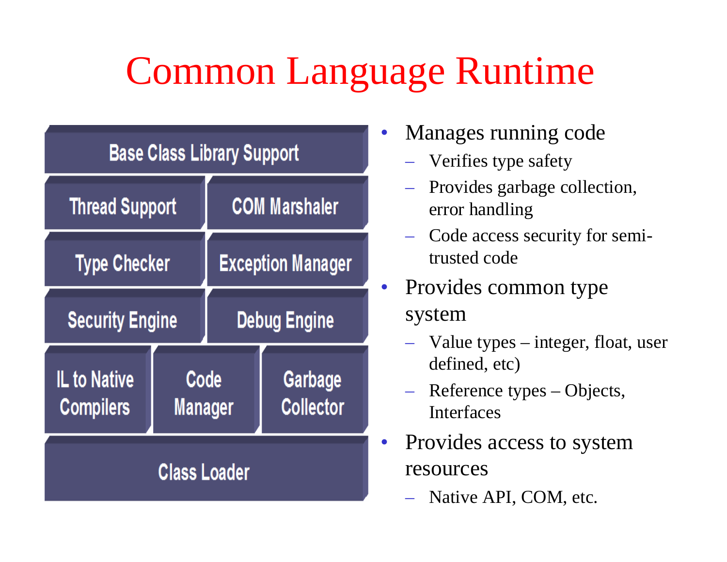# Common Language Runtime

| Base Class Library Support | | |
|---|---|---|
| Thread Support | COM Marshaler | |
| Type Checker | Exception Manager | |
| Security Engine | Debug Engine | |
| IL to Native Compilers | Code Manager | Garbage Collector |
| Class Loader | | |

- Manages running code
  - Verifies type safety
  - Provides garbage collection, error handling
  - Code access security for semi-trusted code
- Provides common type system
  - Value types – integer, float, user defined, etc)
  - Reference types – Objects, Interfaces
- Provides access to system resources
  - Native API, COM, etc.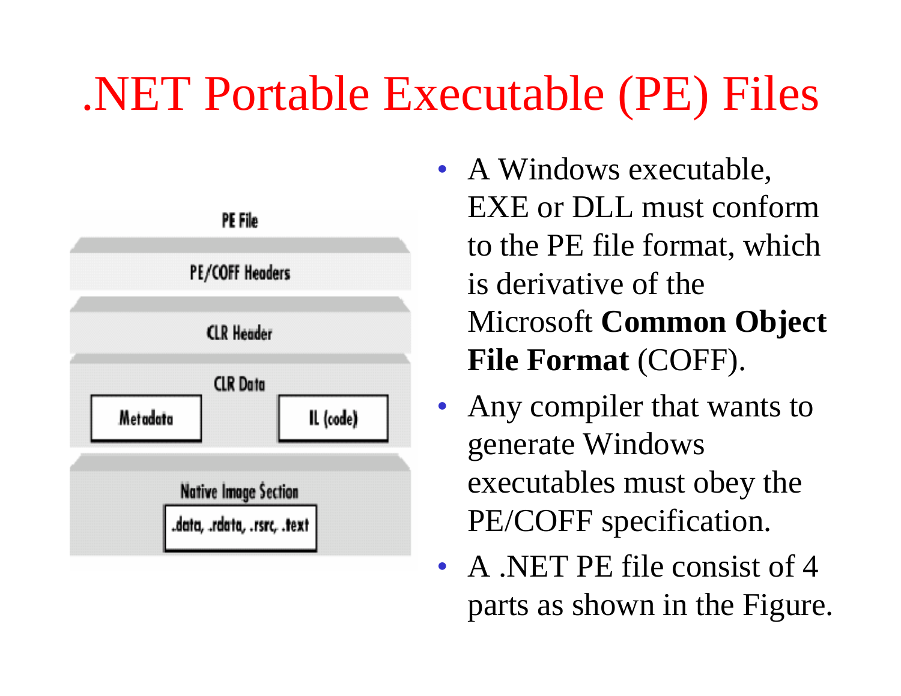# .NET Portable Executable (PE) Files

PE File

PE/COFF Headers

CLR Header

CLR Data

Metadata

IL (code)

Native Image Section

.data, .rdata, .rsrc, .text

- A Windows executable, EXE or DLL must conform to the PE file format, which is derivative of the Microsoft **Common Object File Format** (COFF).
- Any compiler that wants to generate Windows executables must obey the PE/COFF specification.
- A .NET PE file consist of 4 parts as shown in the Figure.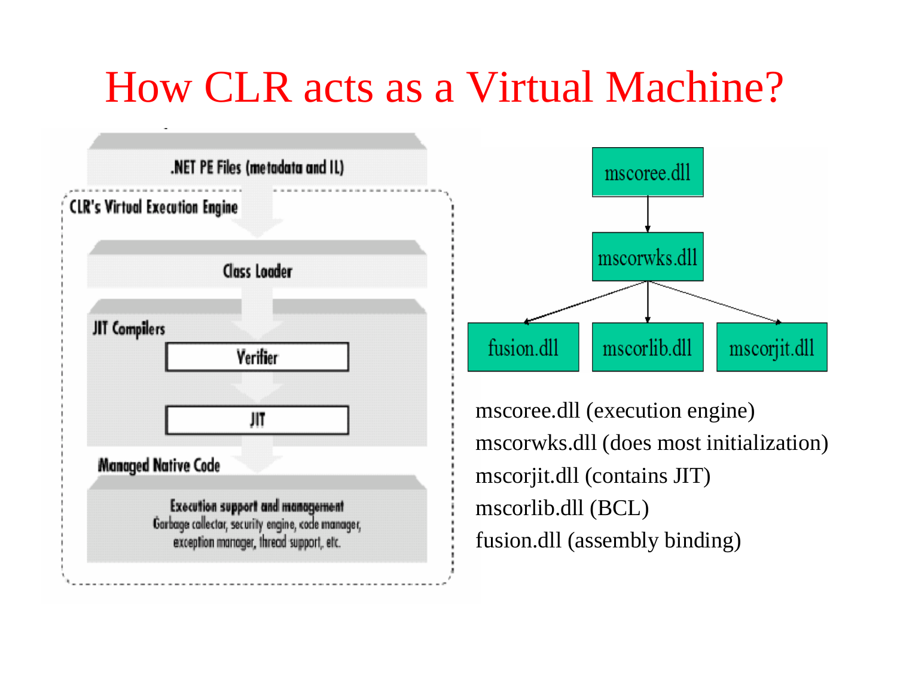# How CLR acts as a Virtual Machine?

.NET PE Files (metadata and IL)

CLR's Virtual Execution Engine

Class Loader

JIT Compilers

Verifier

JIT

Managed Native Code

Execution support and management
Garbage collector, security engine, code manager, exception manager, thread support, etc.

mscoree.dll → mscorwks.dll → fusion.dll, mscorlib.dll, mscorjit.dll

mscoree.dll (execution engine)
mscorwks.dll (does most initialization)
mscorjit.dll (contains JIT)
mscorlib.dll (BCL)
fusion.dll (assembly binding)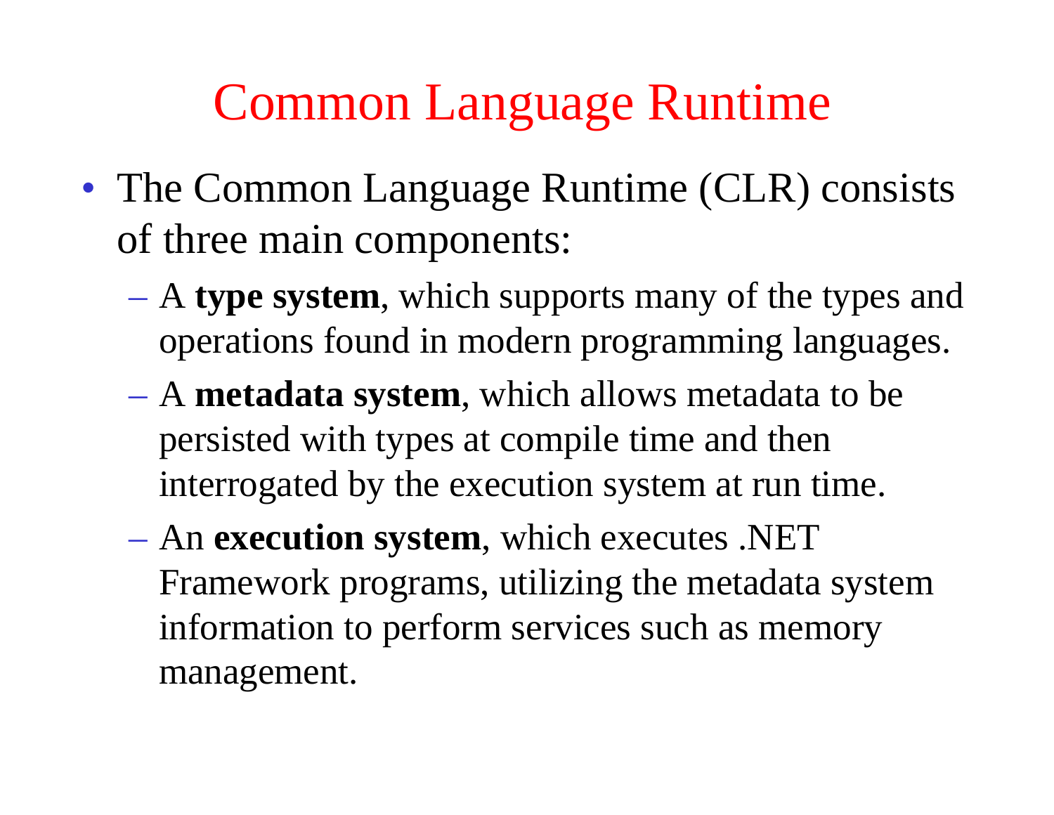# Common Language Runtime

- The Common Language Runtime (CLR) consists of three main components:
  - A **type system**, which supports many of the types and operations found in modern programming languages.
  - A **metadata system**, which allows metadata to be persisted with types at compile time and then interrogated by the execution system at run time.
  - An **execution system**, which executes .NET Framework programs, utilizing the metadata system information to perform services such as memory management.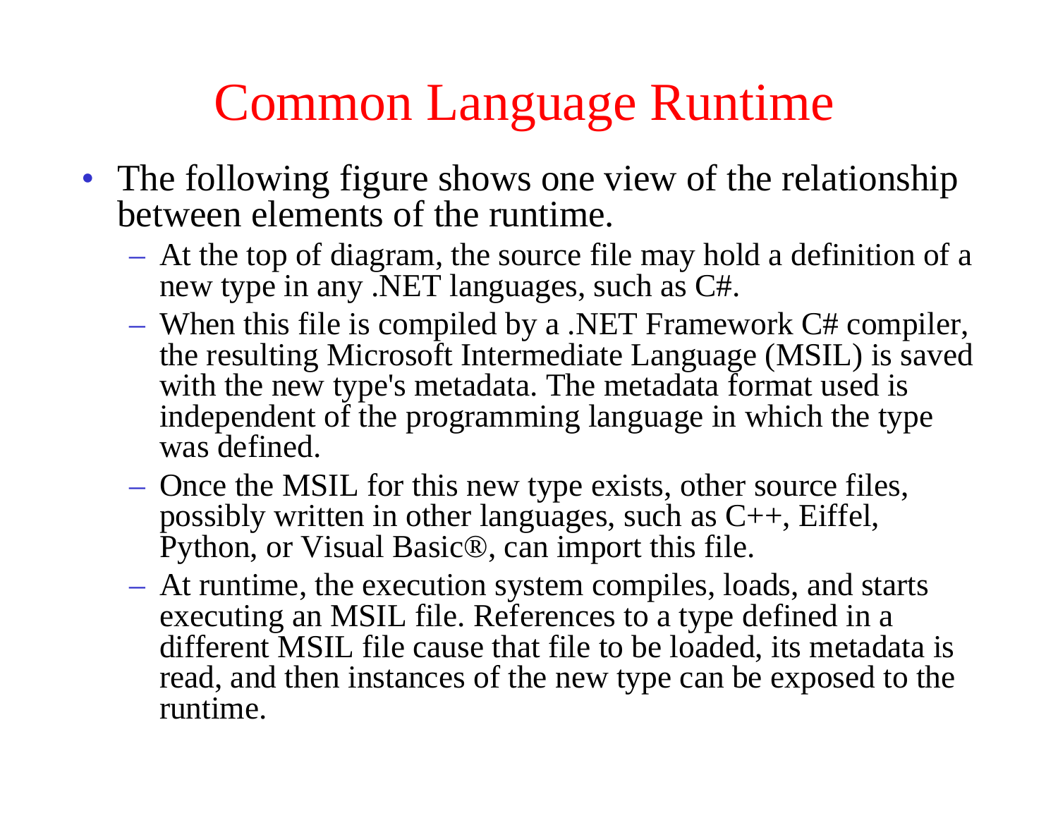# Common Language Runtime

- The following figure shows one view of the relationship between elements of the runtime.
  - At the top of diagram, the source file may hold a definition of a new type in any .NET languages, such as C#.
  - When this file is compiled by a .NET Framework C# compiler, the resulting Microsoft Intermediate Language (MSIL) is saved with the new type's metadata. The metadata format used is independent of the programming language in which the type was defined.
  - Once the MSIL for this new type exists, other source files, possibly written in other languages, such as C++, Eiffel, Python, or Visual Basic®, can import this file.
  - At runtime, the execution system compiles, loads, and starts executing an MSIL file. References to a type defined in a different MSIL file cause that file to be loaded, its metadata is read, and then instances of the new type can be exposed to the runtime.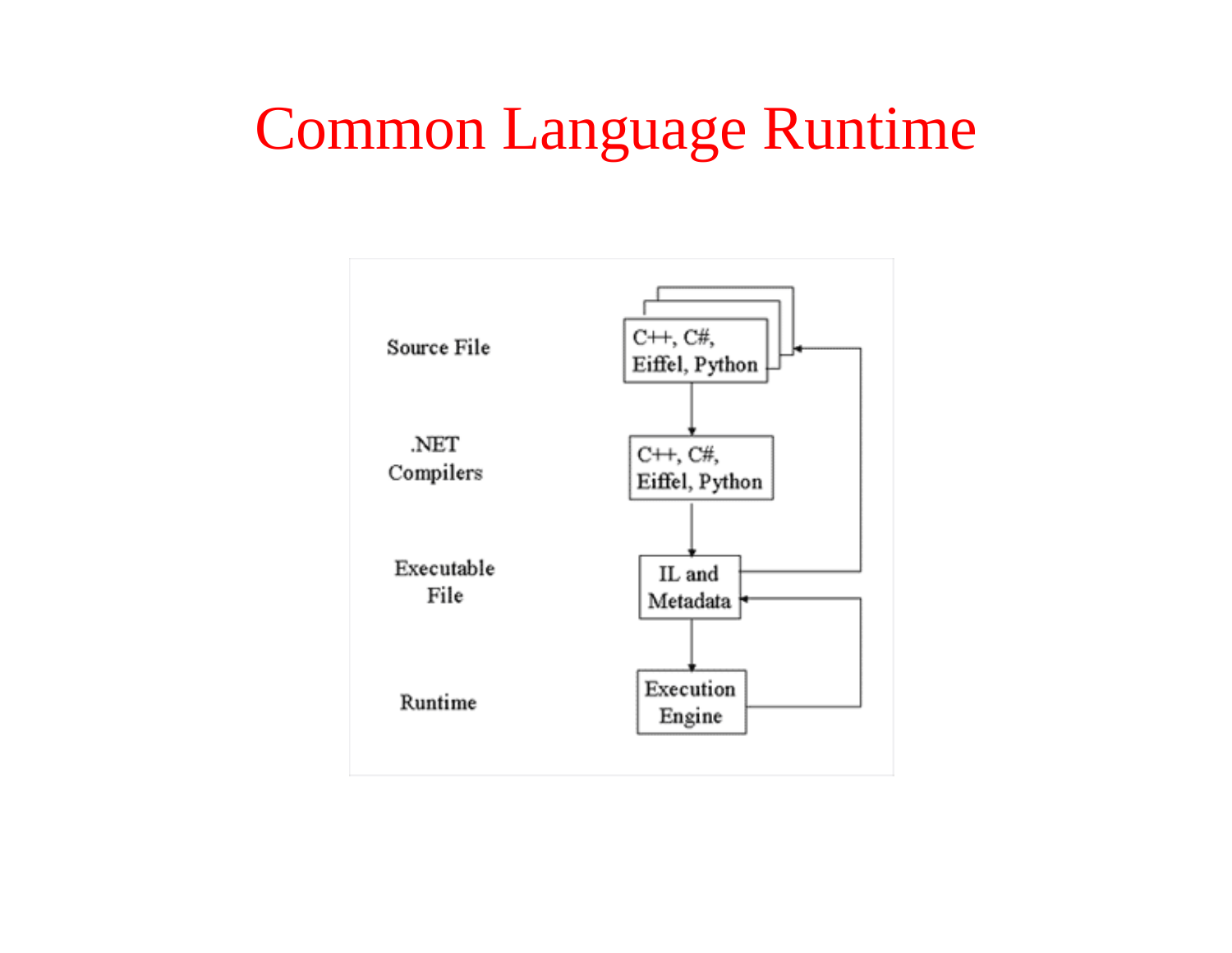# Common Language Runtime

Source File

C++, C#, Eiffel, Python

.NET Compilers

C++, C#, Eiffel, Python

Executable File

IL and Metadata

Runtime

Execution Engine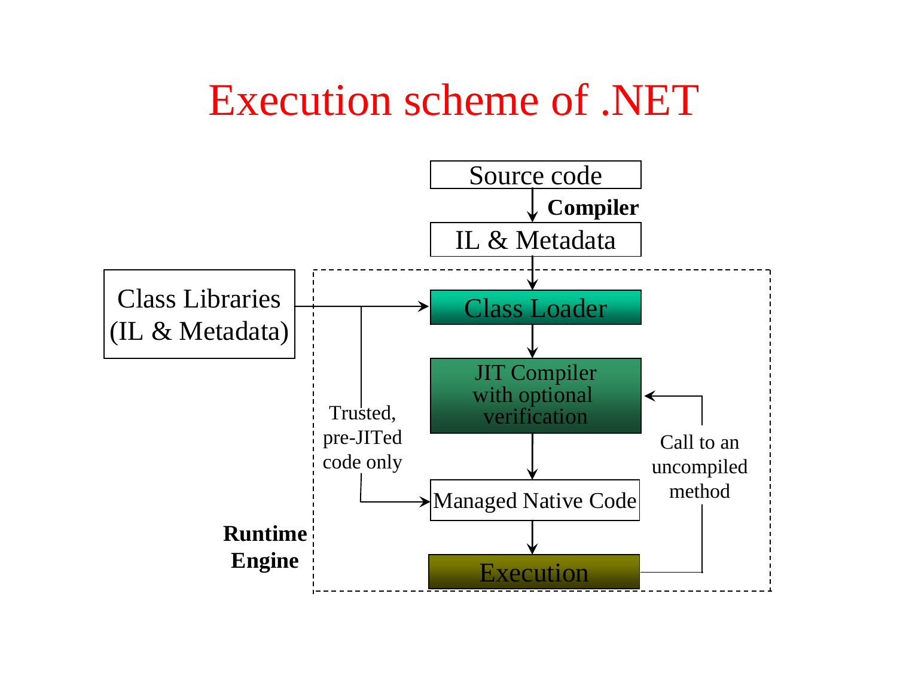# Execution scheme of .NET

Source code

**Compiler**

IL & Metadata

Class Libraries (IL & Metadata)

Class Loader

JIT Compiler with optional verification

Trusted, pre-JITed code only

Call to an uncompiled method

Managed Native Code

Execution

**Runtime Engine**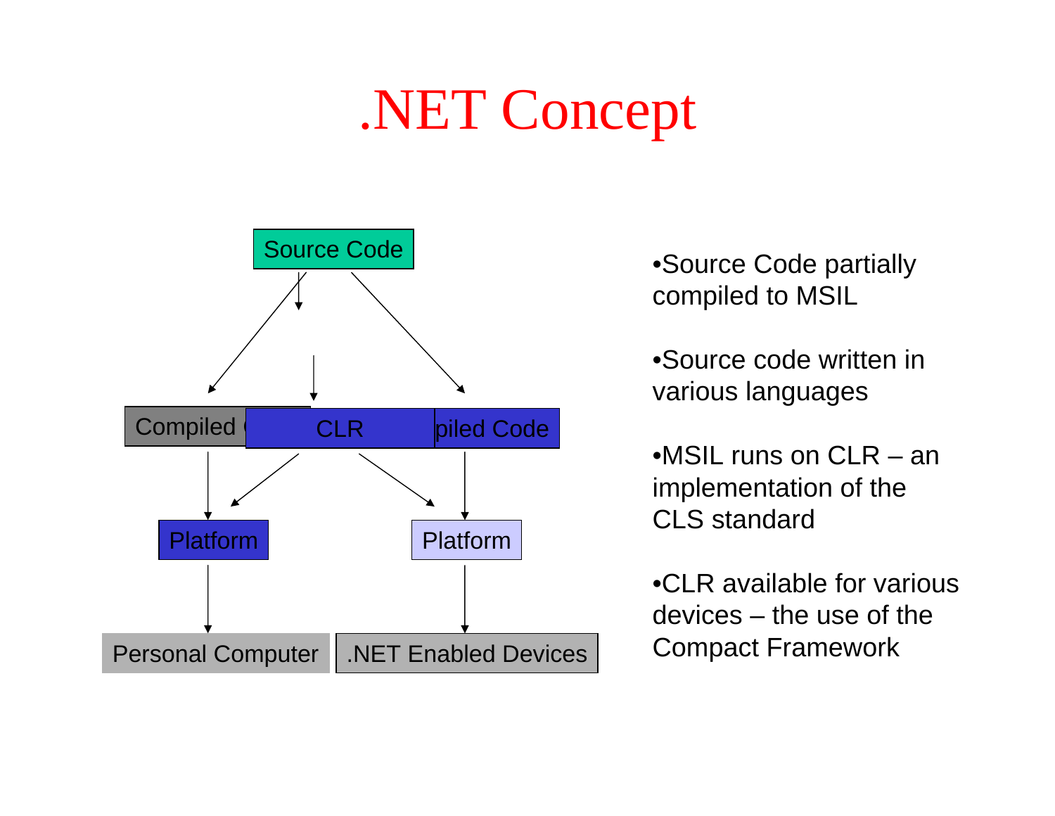# .NET Concept

Source Code

Compiled Code | CLR | Compiled Code

Platform | Platform

Personal Computer | .NET Enabled Devices

- Source Code partially compiled to MSIL
- Source code written in various languages
- MSIL runs on CLR – an implementation of the CLS standard
- CLR available for various devices – the use of the Compact Framework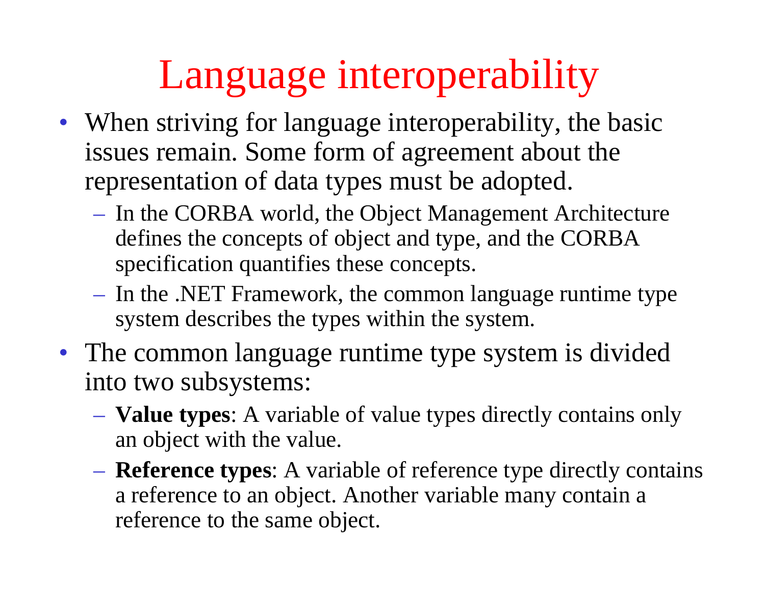# Language interoperability

- When striving for language interoperability, the basic issues remain. Some form of agreement about the representation of data types must be adopted.
  - In the CORBA world, the Object Management Architecture defines the concepts of object and type, and the CORBA specification quantifies these concepts.
  - In the .NET Framework, the common language runtime type system describes the types within the system.
- The common language runtime type system is divided into two subsystems:
  - **Value types**: A variable of value types directly contains only an object with the value.
  - **Reference types**: A variable of reference type directly contains a reference to an object. Another variable many contain a reference to the same object.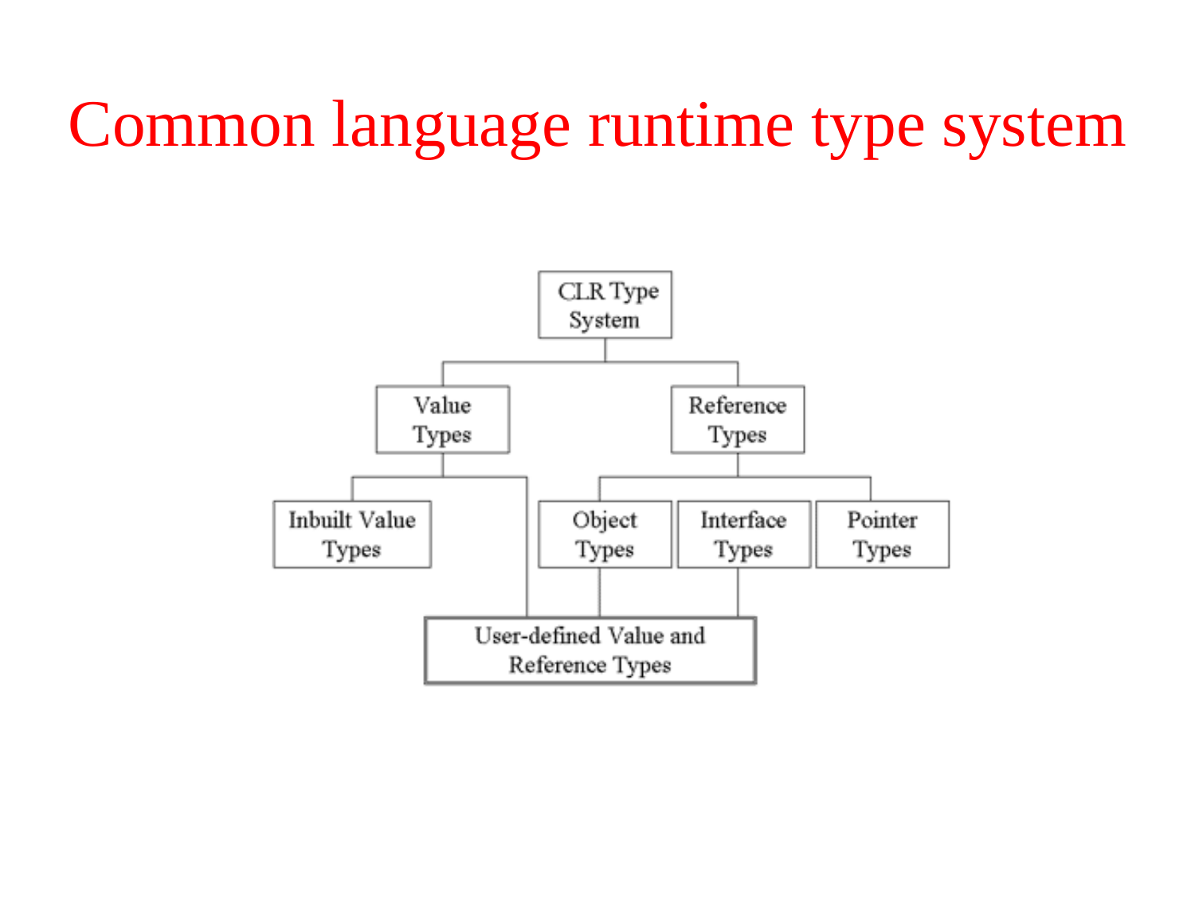# Common language runtime type system

- CLR Type System
  - Value Types
    - Inbuilt Value Types
    - User-defined Value and Reference Types
  - Reference Types
    - Object Types
      - User-defined Value and Reference Types
    - Interface Types
      - User-defined Value and Reference Types
    - Pointer Types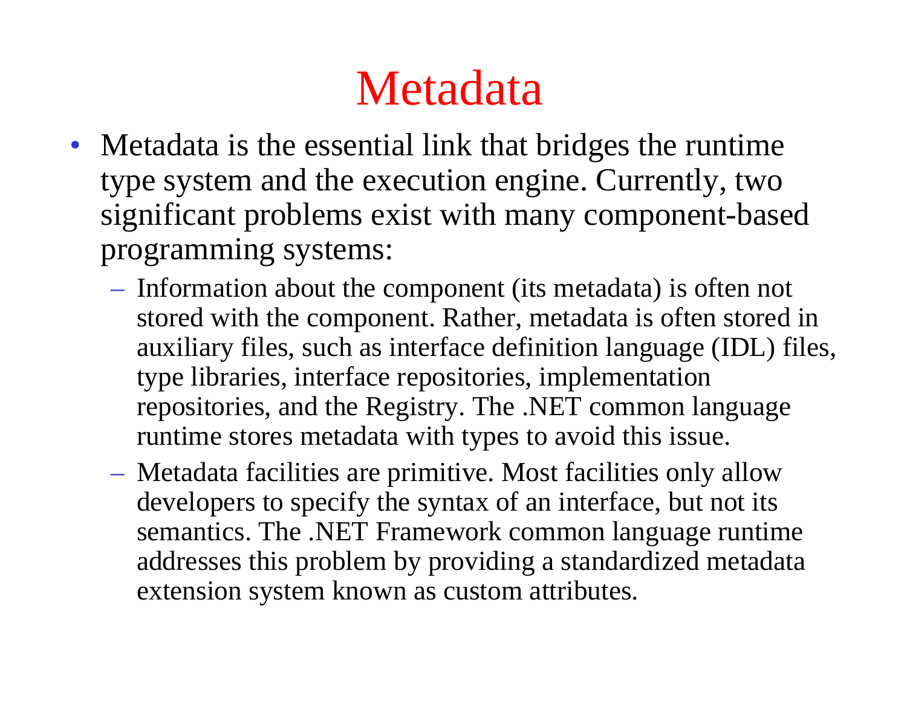# Metadata

- Metadata is the essential link that bridges the runtime type system and the execution engine. Currently, two significant problems exist with many component-based programming systems:
  - Information about the component (its metadata) is often not stored with the component. Rather, metadata is often stored in auxiliary files, such as interface definition language (IDL) files, type libraries, interface repositories, implementation repositories, and the Registry. The .NET common language runtime stores metadata with types to avoid this issue.
  - Metadata facilities are primitive. Most facilities only allow developers to specify the syntax of an interface, but not its semantics. The .NET Framework common language runtime addresses this problem by providing a standardized metadata extension system known as custom attributes.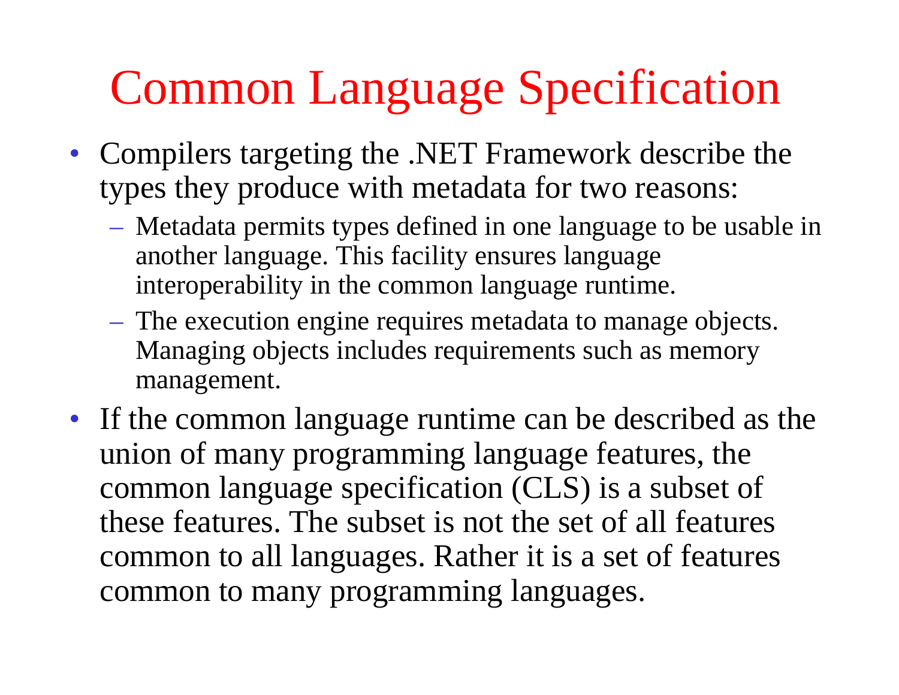# Common Language Specification

- Compilers targeting the .NET Framework describe the types they produce with metadata for two reasons:
  - Metadata permits types defined in one language to be usable in another language. This facility ensures language interoperability in the common language runtime.
  - The execution engine requires metadata to manage objects. Managing objects includes requirements such as memory management.
- If the common language runtime can be described as the union of many programming language features, the common language specification (CLS) is a subset of these features. The subset is not the set of all features common to all languages. Rather it is a set of features common to many programming languages.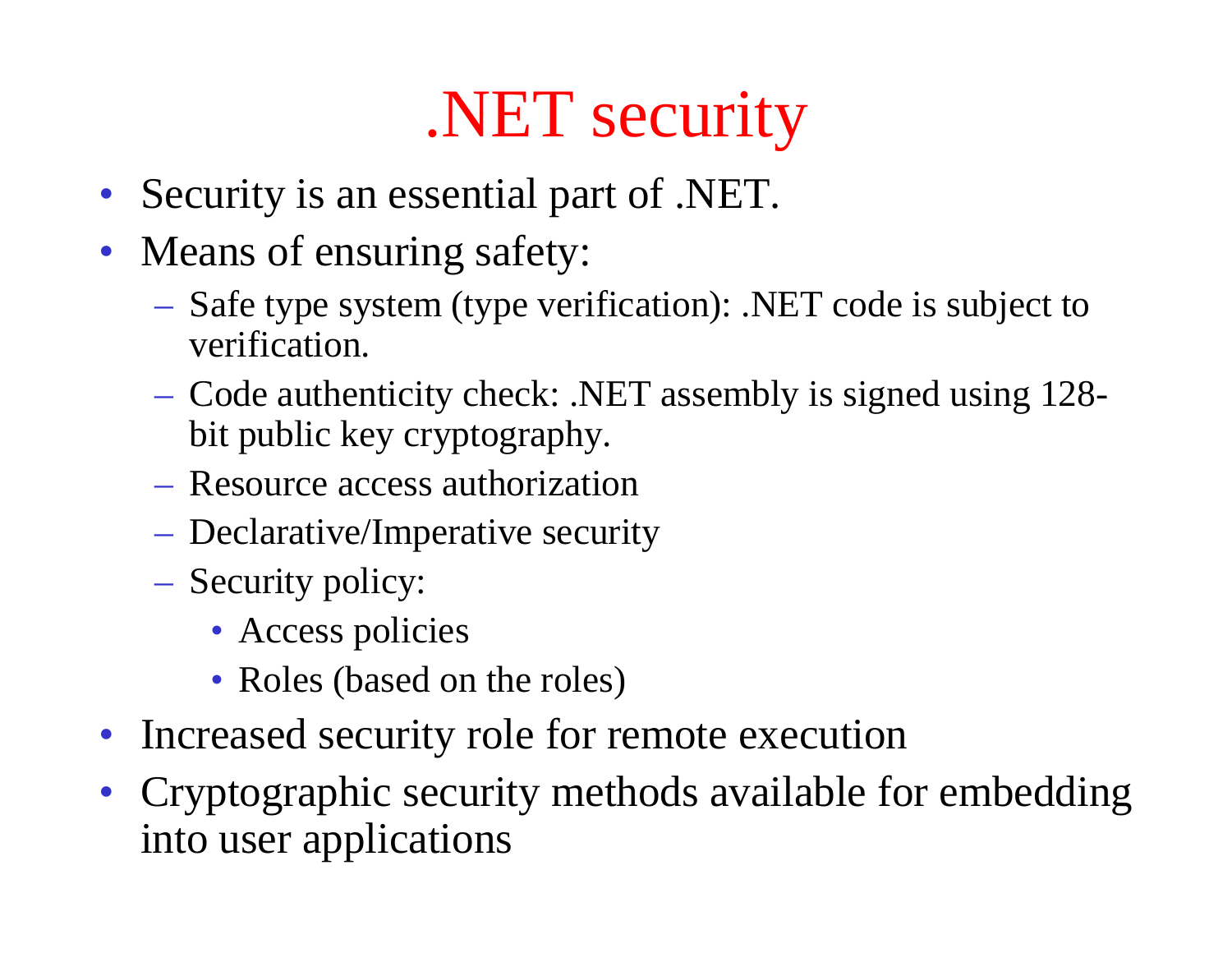# .NET security

- Security is an essential part of .NET.
- Means of ensuring safety:
  - Safe type system (type verification): .NET code is subject to verification.
  - Code authenticity check: .NET assembly is signed using 128-bit public key cryptography.
  - Resource access authorization
  - Declarative/Imperative security
  - Security policy:
    - Access policies
    - Roles (based on the roles)
- Increased security role for remote execution
- Cryptographic security methods available for embedding into user applications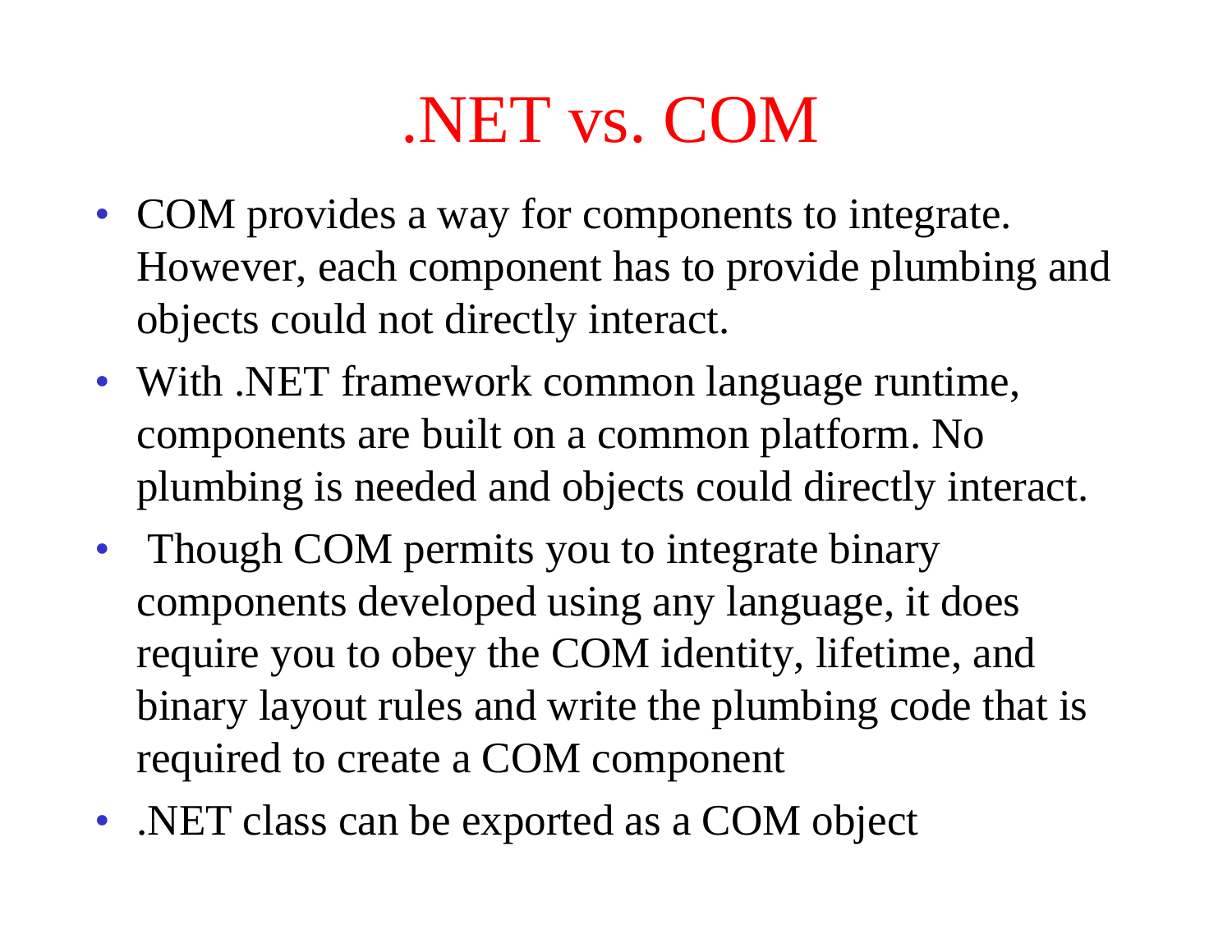# .NET vs. COM

- COM provides a way for components to integrate. However, each component has to provide plumbing and objects could not directly interact.
- With .NET framework common language runtime, components are built on a common platform. No plumbing is needed and objects could directly interact.
- Though COM permits you to integrate binary components developed using any language, it does require you to obey the COM identity, lifetime, and binary layout rules and write the plumbing code that is required to create a COM component
- .NET class can be exported as a COM object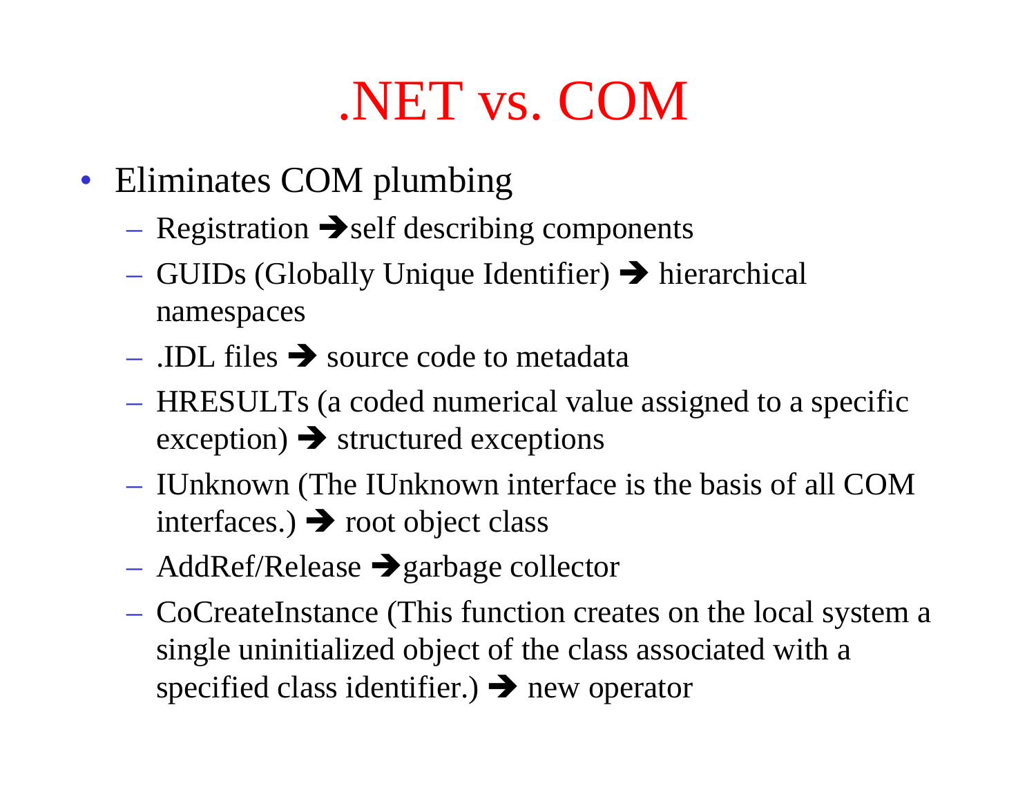# .NET vs. COM

- Eliminates COM plumbing
  - Registration ➔self describing components
  - GUIDs (Globally Unique Identifier) ➔ hierarchical namespaces
  - .IDL files ➔ source code to metadata
  - HRESULTs (a coded numerical value assigned to a specific exception) ➔ structured exceptions
  - IUnknown (The IUnknown interface is the basis of all COM interfaces.) ➔ root object class
  - AddRef/Release ➔garbage collector
  - CoCreateInstance (This function creates on the local system a single uninitialized object of the class associated with a specified class identifier.) ➔ new operator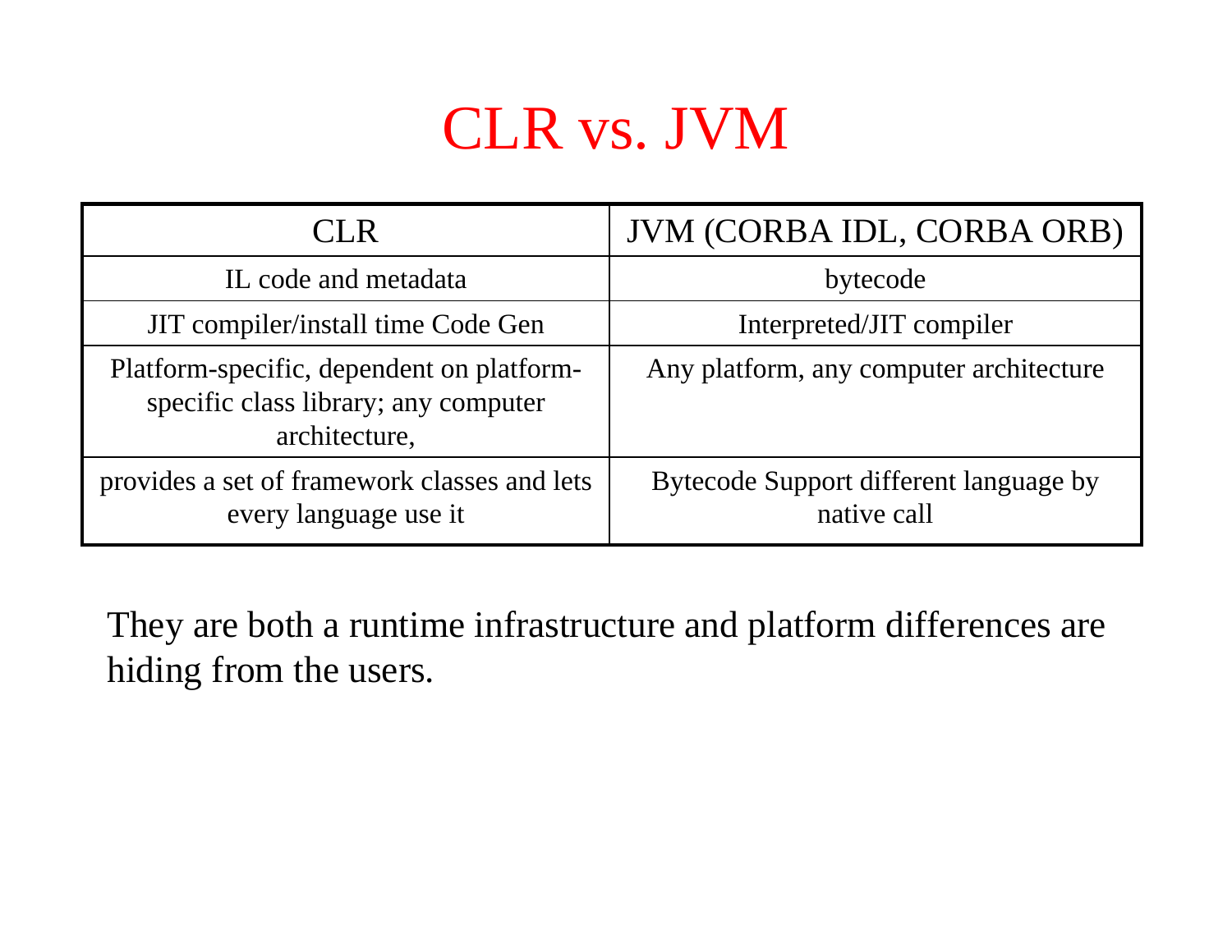# CLR vs. JVM

| CLR | JVM (CORBA IDL, CORBA ORB) |
| --- | --- |
| IL code and metadata | bytecode |
| JIT compiler/install time Code Gen | Interpreted/JIT compiler |
| Platform-specific, dependent on platform-specific class library; any computer architecture, | Any platform, any computer architecture |
| provides a set of framework classes and lets every language use it | Bytecode Support different language by native call |

They are both a runtime infrastructure and platform differences are hiding from the users.